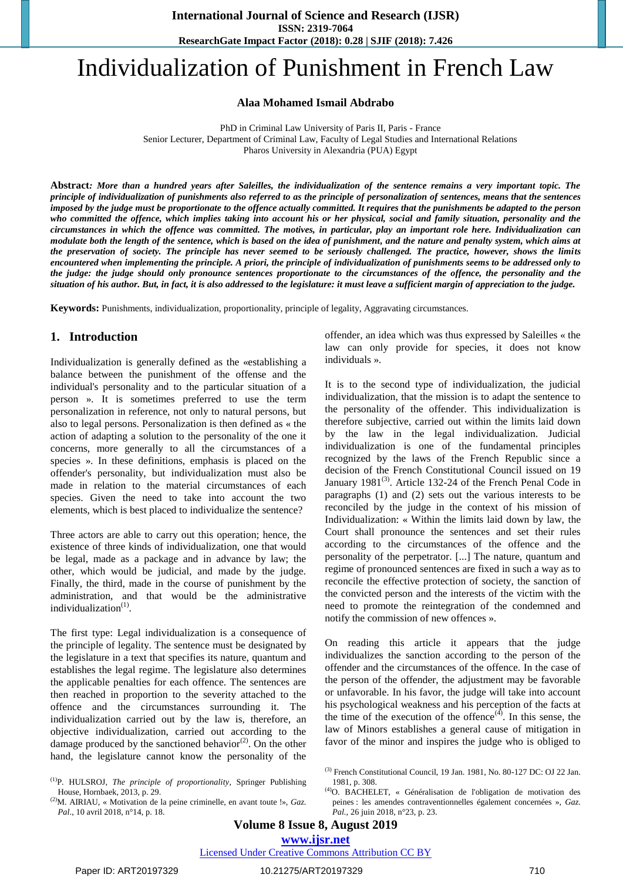# Individualization of Punishment in French Law

**Alaa Mohamed Ismail Abdrabo**

PhD in Criminal Law University of Paris II, Paris - France
Senior Lecturer, Department of Criminal Law, Faculty of Legal Studies and International Relations
Pharos University in Alexandria (PUA) Egypt

**Abstract**: ***More than a hundred years after Saleilles, the individualization of the sentence remains a very important topic. The principle of individualization of punishments also referred to as the principle of personalization of sentences, means that the sentences imposed by the judge must be proportionate to the offence actually committed. It requires that the punishments be adapted to the person who committed the offence, which implies taking into account his or her physical, social and family situation, personality and the circumstances in which the offence was committed. The motives, in particular, play an important role here. Individualization can modulate both the length of the sentence, which is based on the idea of punishment, and the nature and penalty system, which aims at the preservation of society. The principle has never seemed to be seriously challenged. The practice, however, shows the limits encountered when implementing the principle. A priori, the principle of individualization of punishments seems to be addressed only to the judge: the judge should only pronounce sentences proportionate to the circumstances of the offence, the personality and the situation of his author. But, in fact, it is also addressed to the legislature: it must leave a sufficient margin of appreciation to the judge.***

**Keywords:** Punishments, individualization, proportionality, principle of legality, Aggravating circumstances.

## 1. Introduction

Individualization is generally defined as the «establishing a balance between the punishment of the offense and the individual's personality and to the particular situation of a person ». It is sometimes preferred to use the term personalization in reference, not only to natural persons, but also to legal persons. Personalization is then defined as « the action of adapting a solution to the personality of the one it concerns, more generally to all the circumstances of a species ». In these definitions, emphasis is placed on the offender's personality, but individualization must also be made in relation to the material circumstances of each species. Given the need to take into account the two elements, which is best placed to individualize the sentence?

Three actors are able to carry out this operation; hence, the existence of three kinds of individualization, one that would be legal, made as a package and in advance by law; the other, which would be judicial, and made by the judge. Finally, the third, made in the course of punishment by the administration, and that would be the administrative individualization[1].

The first type: Legal individualization is a consequence of the principle of legality. The sentence must be designated by the legislature in a text that specifies its nature, quantum and establishes the legal regime. The legislature also determines the applicable penalties for each offence. The sentences are then reached in proportion to the severity attached to the offence and the circumstances surrounding it. The individualization carried out by the law is, therefore, an objective individualization, carried out according to the damage produced by the sanctioned behavior[2]. On the other hand, the legislature cannot know the personality of the offender, an idea which was thus expressed by Saleilles « the law can only provide for species, it does not know individuals ».

It is to the second type of individualization, the judicial individualization, that the mission is to adapt the sentence to the personality of the offender. This individualization is therefore subjective, carried out within the limits laid down by the law in the legal individualization. Judicial individualization is one of the fundamental principles recognized by the laws of the French Republic since a decision of the French Constitutional Council issued on 19 January 1981[3]. Article 132-24 of the French Penal Code in paragraphs (1) and (2) sets out the various interests to be reconciled by the judge in the context of his mission of Individualization: « Within the limits laid down by law, the Court shall pronounce the sentences and set their rules according to the circumstances of the offence and the personality of the perpetrator. [...] The nature, quantum and regime of pronounced sentences are fixed in such a way as to reconcile the effective protection of society, the sanction of the convicted person and the interests of the victim with the need to promote the reintegration of the condemned and notify the commission of new offences ».

On reading this article it appears that the judge individualizes the sanction according to the person of the offender and the circumstances of the offence. In the case of the person of the offender, the adjustment may be favorable or unfavorable. In his favor, the judge will take into account his psychological weakness and his perception of the facts at the time of the execution of the offence[4]. In this sense, the law of Minors establishes a general cause of mitigation in favor of the minor and inspires the judge who is obliged to

---

[1] P. HULSROJ, *The principle of proportionality*, Springer Publishing House, Hornbaek, 2013, p. 29.

[2] M. AIRIAU, « Motivation de la peine criminelle, en avant toute !», *Gaz. Pal.*, 10 avril 2018, n°14, p. 18.

[3] French Constitutional Council, 19 Jan. 1981, No. 80-127 DC: OJ 22 Jan. 1981, p. 308.

[4] O. BACHELET, « Généralisation de l'obligation de motivation des peines : les amendes contraventionnelles également concernées », *Gaz. Pal.*, 26 juin 2018, n°23, p. 23.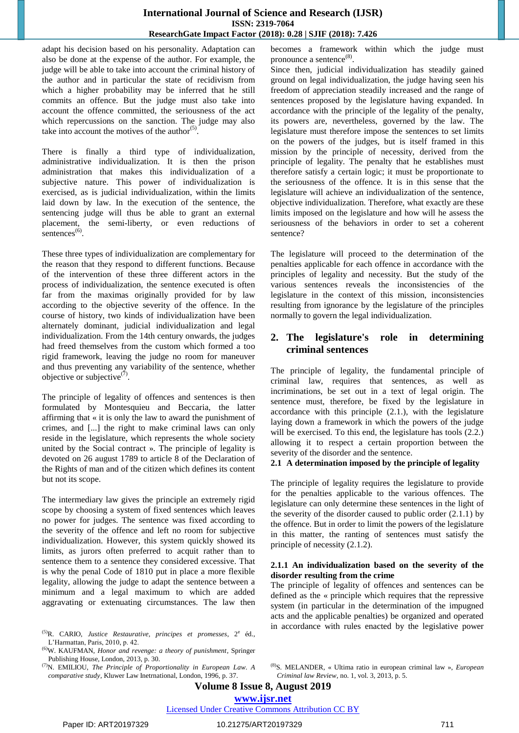adapt his decision based on his personality. Adaptation can also be done at the expense of the author. For example, the judge will be able to take into account the criminal history of the author and in particular the state of recidivism from which a higher probability may be inferred that he still commits an offence. But the judge must also take into account the offence committed, the seriousness of the act which repercussions on the sanction. The judge may also take into account the motives of the author[5].

There is finally a third type of individualization, administrative individualization. It is then the prison administration that makes this individualization of a subjective nature. This power of individualization is exercised, as is judicial individualization, within the limits laid down by law. In the execution of the sentence, the sentencing judge will thus be able to grant an external placement, the semi-liberty, or even reductions of sentences[6].

These three types of individualization are complementary for the reason that they respond to different functions. Because of the intervention of these three different actors in the process of individualization, the sentence executed is often far from the maximas originally provided for by law according to the objective severity of the offence. In the course of history, two kinds of individualization have been alternately dominant, judicial individualization and legal individualization. From the 14th century onwards, the judges had freed themselves from the custom which formed a too rigid framework, leaving the judge no room for maneuver and thus preventing any variability of the sentence, whether objective or subjective[7].

The principle of legality of offences and sentences is then formulated by Montesquieu and Beccaria, the latter affirming that « it is only the law to award the punishment of crimes, and [...] the right to make criminal laws can only reside in the legislature, which represents the whole society united by the Social contract ». The principle of legality is devoted on 26 august 1789 to article 8 of the Declaration of the Rights of man and of the citizen which defines its content but not its scope.

The intermediary law gives the principle an extremely rigid scope by choosing a system of fixed sentences which leaves no power for judges. The sentence was fixed according to the severity of the offence and left no room for subjective individualization. However, this system quickly showed its limits, as jurors often preferred to acquit rather than to sentence them to a sentence they considered excessive. That is why the penal Code of 1810 put in place a more flexible legality, allowing the judge to adapt the sentence between a minimum and a legal maximum to which are added aggravating or extenuating circumstances. The law then becomes a framework within which the judge must pronounce a sentence[8].

Since then, judicial individualization has steadily gained ground on legal individualization, the judge having seen his freedom of appreciation steadily increased and the range of sentences proposed by the legislature having expanded. In accordance with the principle of the legality of the penalty, its powers are, nevertheless, governed by the law. The legislature must therefore impose the sentences to set limits on the powers of the judges, but is itself framed in this mission by the principle of necessity, derived from the principle of legality. The penalty that he establishes must therefore satisfy a certain logic; it must be proportionate to the seriousness of the offence. It is in this sense that the legislature will achieve an individualization of the sentence, objective individualization. Therefore, what exactly are these limits imposed on the legislature and how will he assess the seriousness of the behaviors in order to set a coherent sentence?

The legislature will proceed to the determination of the penalties applicable for each offence in accordance with the principles of legality and necessity. But the study of the various sentences reveals the inconsistencies of the legislature in the context of this mission, inconsistencies resulting from ignorance by the legislature of the principles normally to govern the legal individualization.

## 2. The legislature's role in determining criminal sentences

The principle of legality, the fundamental principle of criminal law, requires that sentences, as well as incriminations, be set out in a text of legal origin. The sentence must, therefore, be fixed by the legislature in accordance with this principle (2.1.), with the legislature laying down a framework in which the powers of the judge will be exercised. To this end, the legislature has tools (2.2.) allowing it to respect a certain proportion between the severity of the disorder and the sentence.

### 2.1 A determination imposed by the principle of legality

The principle of legality requires the legislature to provide for the penalties applicable to the various offences. The legislature can only determine these sentences in the light of the severity of the disorder caused to public order (2.1.1) by the offence. But in order to limit the powers of the legislature in this matter, the ranting of sentences must satisfy the principle of necessity (2.1.2).

#### 2.1.1 An individualization based on the severity of the disorder resulting from the crime

The principle of legality of offences and sentences can be defined as the « principle which requires that the repressive system (in particular in the determination of the impugned acts and the applicable penalties) be organized and operated in accordance with rules enacted by the legislative power

---

[5] R. CARIO, *Justice Restaurative, principes et promesses*, 2e éd., L'Harmattan, Paris, 2010, p. 42.

[6] W. KAUFMAN, *Honor and revenge: a theory of punishment*, Springer Publishing House, London, 2013, p. 30.

[7] N. EMILIOU, *The Principle of Proportionality in European Law. A comparative study*, Kluwer Law Inetrnational, London, 1996, p. 37.

[8] S. MELANDER, « Ultima ratio in european criminal law », *European Criminal law Review*, no. 1, vol. 3, 2013, p. 5.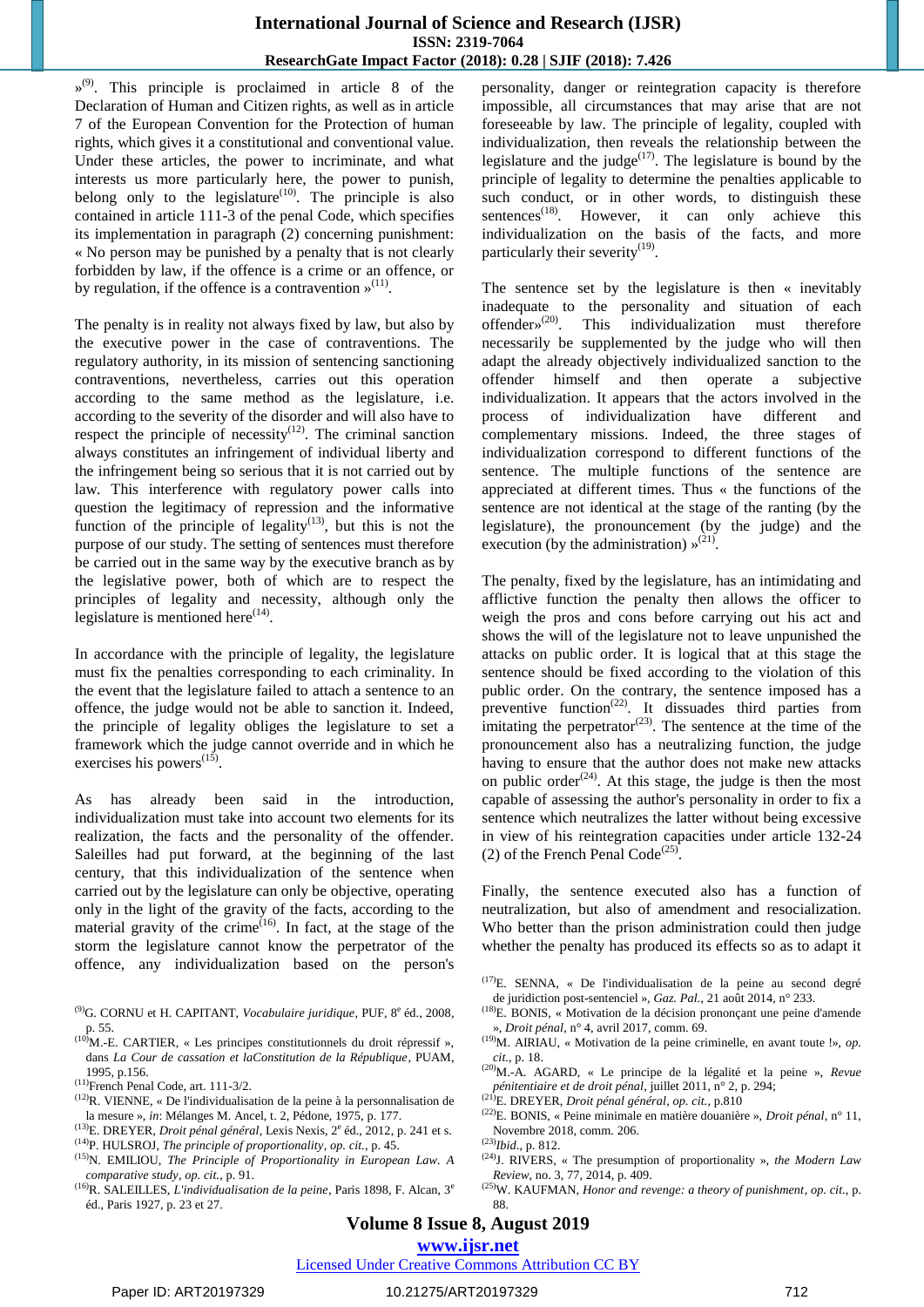»[9]. This principle is proclaimed in article 8 of the Declaration of Human and Citizen rights, as well as in article 7 of the European Convention for the Protection of human rights, which gives it a constitutional and conventional value. Under these articles, the power to incriminate, and what interests us more particularly here, the power to punish, belong only to the legislature[10]. The principle is also contained in article 111-3 of the penal Code, which specifies its implementation in paragraph (2) concerning punishment: « No person may be punished by a penalty that is not clearly forbidden by law, if the offence is a crime or an offence, or by regulation, if the offence is a contravention »[11].

The penalty is in reality not always fixed by law, but also by the executive power in the case of contraventions. The regulatory authority, in its mission of sentencing sanctioning contraventions, nevertheless, carries out this operation according to the same method as the legislature, i.e. according to the severity of the disorder and will also have to respect the principle of necessity[12]. The criminal sanction always constitutes an infringement of individual liberty and the infringement being so serious that it is not carried out by law. This interference with regulatory power calls into question the legitimacy of repression and the informative function of the principle of legality[13], but this is not the purpose of our study. The setting of sentences must therefore be carried out in the same way by the executive branch as by the legislative power, both of which are to respect the principles of legality and necessity, although only the legislature is mentioned here[14].

In accordance with the principle of legality, the legislature must fix the penalties corresponding to each criminality. In the event that the legislature failed to attach a sentence to an offence, the judge would not be able to sanction it. Indeed, the principle of legality obliges the legislature to set a framework which the judge cannot override and in which he exercises his powers[15].

As has already been said in the introduction, individualization must take into account two elements for its realization, the facts and the personality of the offender. Saleilles had put forward, at the beginning of the last century, that this individualization of the sentence when carried out by the legislature can only be objective, operating only in the light of the gravity of the facts, according to the material gravity of the crime[16]. In fact, at the stage of the storm the legislature cannot know the perpetrator of the offence, any individualization based on the person's personality, danger or reintegration capacity is therefore impossible, all circumstances that may arise that are not foreseeable by law. The principle of legality, coupled with individualization, then reveals the relationship between the legislature and the judge[17]. The legislature is bound by the principle of legality to determine the penalties applicable to such conduct, or in other words, to distinguish these sentences[18]. However, it can only achieve this individualization on the basis of the facts, and more particularly their severity[19].

The sentence set by the legislature is then « inevitably inadequate to the personality and situation of each offender»[20]. This individualization must therefore necessarily be supplemented by the judge who will then adapt the already objectively individualized sanction to the offender himself and then operate a subjective individualization. It appears that the actors involved in the process of individualization have different and complementary missions. Indeed, the three stages of individualization correspond to different functions of the sentence. The multiple functions of the sentence are appreciated at different times. Thus « the functions of the sentence are not identical at the stage of the ranting (by the legislature), the pronouncement (by the judge) and the execution (by the administration) »[21].

The penalty, fixed by the legislature, has an intimidating and afflictive function the penalty then allows the officer to weigh the pros and cons before carrying out his act and shows the will of the legislature not to leave unpunished the attacks on public order. It is logical that at this stage the sentence should be fixed according to the violation of this public order. On the contrary, the sentence imposed has a preventive function[22]. It dissuades third parties from imitating the perpetrator[23]. The sentence at the time of the pronouncement also has a neutralizing function, the judge having to ensure that the author does not make new attacks on public order[24]. At this stage, the judge is then the most capable of assessing the author's personality in order to fix a sentence which neutralizes the latter without being excessive in view of his reintegration capacities under article 132-24 (2) of the French Penal Code[25].

Finally, the sentence executed also has a function of neutralization, but also of amendment and resocialization. Who better than the prison administration could then judge whether the penalty has produced its effects so as to adapt it

---

[9] G. CORNU et H. CAPITANT, *Vocabulaire juridique*, PUF, 8e éd., 2008, p. 55.

[10] M.-E. CARTIER, « Les principes constitutionnels du droit répressif », dans *La Cour de cassation et laConstitution de la République*, PUAM, 1995, p.156.

[11] French Penal Code, art. 111-3/2.

[12] R. VIENNE, « De l'individualisation de la peine à la personnalisation de la mesure », *in*: Mélanges M. Ancel, t. 2, Pédone, 1975, p. 177.

[13] E. DREYER, *Droit pénal général*, Lexis Nexis, 2e éd., 2012, p. 241 et s.

[14] P. HULSROJ, *The principle of proportionality*, *op. cit.*, p. 45.

[15] N. EMILIOU, *The Principle of Proportionality in European Law. A comparative study*, *op. cit.*, p. 91.

[16] R. SALEILLES, *L'individualisation de la peine*, Paris 1898, F. Alcan, 3e éd., Paris 1927, p. 23 et 27.

[17] E. SENNA, « De l'individualisation de la peine au second degré de juridiction post-sentenciel », *Gaz. Pal.*, 21 août 2014, n° 233.

[18] E. BONIS, « Motivation de la décision prononçant une peine d'amende », *Droit pénal*, n° 4, avril 2017, comm. 69.

[19] M. AIRIAU, « Motivation de la peine criminelle, en avant toute !», *op. cit.*, p. 18.

[20] M.-A. AGARD, « Le principe de la légalité et la peine », *Revue pénitentiaire et de droit pénal*, juillet 2011, n° 2, p. 294;

[21] E. DREYER, *Droit pénal général*, *op. cit.*, p.810

[22] E. BONIS, « Peine minimale en matière douanière », *Droit pénal*, n° 11, Novembre 2018, comm. 206.

[23] *Ibid.*, p. 812.

[24] J. RIVERS, « The presumption of proportionality », *the Modern Law Review*, no. 3, 77, 2014, p. 409.

[25] W. KAUFMAN, *Honor and revenge: a theory of punishment*, *op. cit.*, p. 88.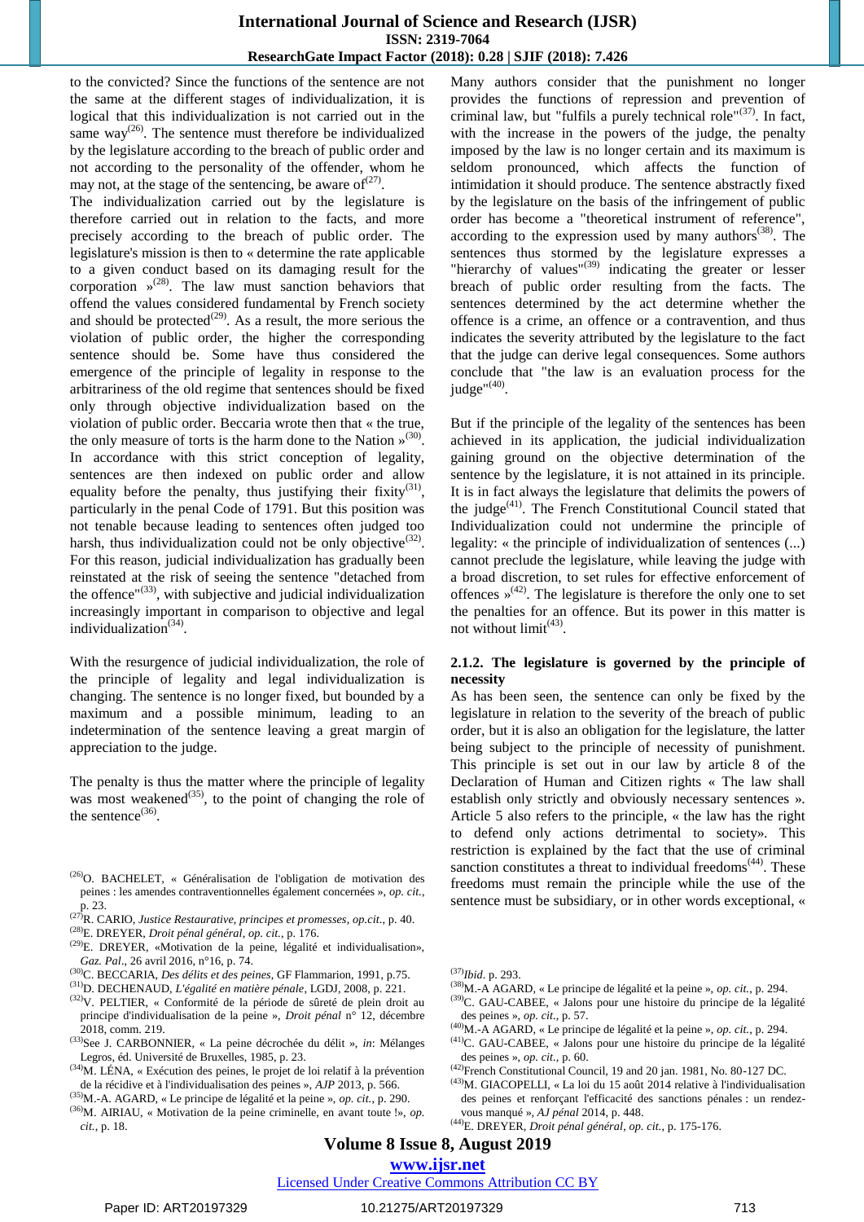to the convicted? Since the functions of the sentence are not the same at the different stages of individualization, it is logical that this individualization is not carried out in the same way[26]. The sentence must therefore be individualized by the legislature according to the breach of public order and not according to the personality of the offender, whom he may not, at the stage of the sentencing, be aware of[27].

The individualization carried out by the legislature is therefore carried out in relation to the facts, and more precisely according to the breach of public order. The legislature's mission is then to « determine the rate applicable to a given conduct based on its damaging result for the corporation »[28]. The law must sanction behaviors that offend the values considered fundamental by French society and should be protected[29]. As a result, the more serious the violation of public order, the higher the corresponding sentence should be. Some have thus considered the emergence of the principle of legality in response to the arbitrariness of the old regime that sentences should be fixed only through objective individualization based on the violation of public order. Beccaria wrote then that « the true, the only measure of torts is the harm done to the Nation »[30]. In accordance with this strict conception of legality, sentences are then indexed on public order and allow equality before the penalty, thus justifying their fixity[31], particularly in the penal Code of 1791. But this position was not tenable because leading to sentences often judged too harsh, thus individualization could not be only objective[32]. For this reason, judicial individualization has gradually been reinstated at the risk of seeing the sentence "detached from the offence"[33], with subjective and judicial individualization increasingly important in comparison to objective and legal individualization[34].

With the resurgence of judicial individualization, the role of the principle of legality and legal individualization is changing. The sentence is no longer fixed, but bounded by a maximum and a possible minimum, leading to an indetermination of the sentence leaving a great margin of appreciation to the judge.

The penalty is thus the matter where the principle of legality was most weakened[35], to the point of changing the role of the sentence[36].

Many authors consider that the punishment no longer provides the functions of repression and prevention of criminal law, but "fulfils a purely technical role"[37]. In fact, with the increase in the powers of the judge, the penalty imposed by the law is no longer certain and its maximum is seldom pronounced, which affects the function of intimidation it should produce. The sentence abstractly fixed by the legislature on the basis of the infringement of public order has become a "theoretical instrument of reference", according to the expression used by many authors[38]. The sentences thus stormed by the legislature expresses a "hierarchy of values"[39] indicating the greater or lesser breach of public order resulting from the facts. The sentences determined by the act determine whether the offence is a crime, an offence or a contravention, and thus indicates the severity attributed by the legislature to the fact that the judge can derive legal consequences. Some authors conclude that "the law is an evaluation process for the judge"[40].

But if the principle of the legality of the sentences has been achieved in its application, the judicial individualization gaining ground on the objective determination of the sentence by the legislature, it is not attained in its principle. It is in fact always the legislature that delimits the powers of the judge[41]. The French Constitutional Council stated that Individualization could not undermine the principle of legality: « the principle of individualization of sentences (...) cannot preclude the legislature, while leaving the judge with a broad discretion, to set rules for effective enforcement of offences »[42]. The legislature is therefore the only one to set the penalties for an offence. But its power in this matter is not without limit[43].

#### 2.1.2. The legislature is governed by the principle of necessity

As has been seen, the sentence can only be fixed by the legislature in relation to the severity of the breach of public order, but it is also an obligation for the legislature, the latter being subject to the principle of necessity of punishment. This principle is set out in our law by article 8 of the Declaration of Human and Citizen rights « The law shall establish only strictly and obviously necessary sentences ». Article 5 also refers to the principle, « the law has the right to defend only actions detrimental to society». This restriction is explained by the fact that the use of criminal sanction constitutes a threat to individual freedoms[44]. These freedoms must remain the principle while the use of the sentence must be subsidiary, or in other words exceptional, «

---

[26] O. BACHELET, « Généralisation de l'obligation de motivation des peines : les amendes contraventionnelles également concernées », *op. cit.*, p. 23.

[27] R. CARIO, *Justice Restaurative, principes et promesses*, *op.cit.*, p. 40.

[28] E. DREYER, *Droit pénal général*, *op. cit.*, p. 176.

[29] E. DREYER, «Motivation de la peine, légalité et individualisation», *Gaz. Pal*., 26 avril 2016, n°16, p. 74.

[30] C. BECCARIA, *Des délits et des peines*, GF Flammarion, 1991, p.75.

[31] D. DECHENAUD, *L'égalité en matière pénale*, LGDJ, 2008, p. 221.

[32] V. PELTIER, « Conformité de la période de sûreté de plein droit au principe d'individualisation de la peine », *Droit pénal* n° 12, décembre 2018, comm. 219.

[33] See J. CARBONNIER, « La peine décrochée du délit », *in*: Mélanges Legros, éd. Université de Bruxelles, 1985, p. 23.

[34] M. LÉNA, « Exécution des peines, le projet de loi relatif à la prévention de la récidive et à l'individualisation des peines », *AJP* 2013, p. 566.

[35] M.-A. AGARD, « Le principe de légalité et la peine », *op. cit.*, p. 290.

[36] M. AIRIAU, « Motivation de la peine criminelle, en avant toute !», *op. cit.*, p. 18.

[37] *Ibid*. p. 293.

[38] M.-A AGARD, « Le principe de légalité et la peine », *op. cit.*, p. 294.

[39] C. GAU-CABEE, « Jalons pour une histoire du principe de la légalité des peines », *op. cit.*, p. 57.

[40] M.-A AGARD, « Le principe de légalité et la peine », *op. cit.*, p. 294.

[41] C. GAU-CABEE, « Jalons pour une histoire du principe de la légalité des peines », *op. cit.*, p. 60.

[42] French Constitutional Council, 19 and 20 jan. 1981, No. 80-127 DC.

[43] M. GIACOPELLI, « La loi du 15 août 2014 relative à l'individualisation des peines et renforçant l'efficacité des sanctions pénales : un rendez-vous manqué », *AJ pénal* 2014, p. 448.

[44] E. DREYER, *Droit pénal général*, *op. cit.*, p. 175-176.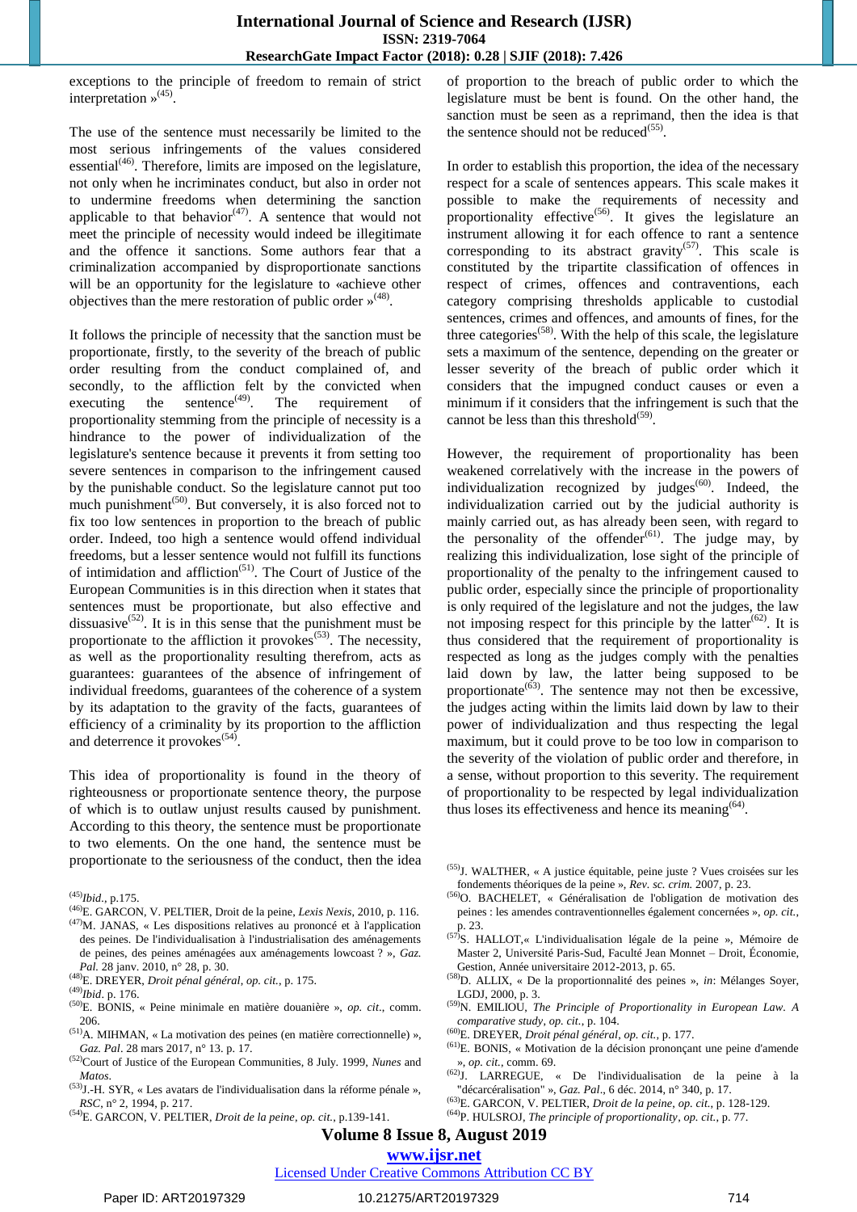exceptions to the principle of freedom to remain of strict interpretation »[45].

The use of the sentence must necessarily be limited to the most serious infringements of the values considered essential[46]. Therefore, limits are imposed on the legislature, not only when he incriminates conduct, but also in order not to undermine freedoms when determining the sanction applicable to that behavior[47]. A sentence that would not meet the principle of necessity would indeed be illegitimate and the offence it sanctions. Some authors fear that a criminalization accompanied by disproportionate sanctions will be an opportunity for the legislature to «achieve other objectives than the mere restoration of public order »[48].

It follows the principle of necessity that the sanction must be proportionate, firstly, to the severity of the breach of public order resulting from the conduct complained of, and secondly, to the affliction felt by the convicted when executing the sentence[49]. The requirement of proportionality stemming from the principle of necessity is a hindrance to the power of individualization of the legislature's sentence because it prevents it from setting too severe sentences in comparison to the infringement caused by the punishable conduct. So the legislature cannot put too much punishment[50]. But conversely, it is also forced not to fix too low sentences in proportion to the breach of public order. Indeed, too high a sentence would offend individual freedoms, but a lesser sentence would not fulfill its functions of intimidation and affliction[51]. The Court of Justice of the European Communities is in this direction when it states that sentences must be proportionate, but also effective and dissuasive[52]. It is in this sense that the punishment must be proportionate to the affliction it provokes[53]. The necessity, as well as the proportionality resulting therefrom, acts as guarantees: guarantees of the absence of infringement of individual freedoms, guarantees of the coherence of a system by its adaptation to the gravity of the facts, guarantees of efficiency of a criminality by its proportion to the affliction and deterrence it provokes[54].

This idea of proportionality is found in the theory of righteousness or proportionate sentence theory, the purpose of which is to outlaw unjust results caused by punishment. According to this theory, the sentence must be proportionate to two elements. On the one hand, the sentence must be proportionate to the seriousness of the conduct, then the idea of proportion to the breach of public order to which the legislature must be bent is found. On the other hand, the sanction must be seen as a reprimand, then the idea is that the sentence should not be reduced[55].

In order to establish this proportion, the idea of the necessary respect for a scale of sentences appears. This scale makes it possible to make the requirements of necessity and proportionality effective[56]. It gives the legislature an instrument allowing it for each offence to rank a sentence corresponding to its abstract gravity[57]. This scale is constituted by the tripartite classification of offences in respect of crimes, offences and contraventions, each category comprising thresholds applicable to custodial sentences, crimes and offences, and amounts of fines, for the three categories[58]. With the help of this scale, the legislature sets a maximum of the sentence, depending on the greater or lesser severity of the breach of public order which it considers that the impugned conduct causes or even a minimum if it considers that the infringement is such that the cannot be less than this threshold[59].

However, the requirement of proportionality has been weakened correlatively with the increase in the powers of individualization recognized by judges[60]. Indeed, the individualization carried out by the judicial authority is mainly carried out, as has already been seen, with regard to the personality of the offender[61]. The judge may, by realizing this individualization, lose sight of the principle of proportionality of the penalty to the infringement caused to public order, especially since the principle of proportionality is only required of the legislature and not the judges, the law not imposing respect for this principle by the latter[62]. It is thus considered that the requirement of proportionality is respected as long as the judges comply with the penalties laid down by law, the latter being supposed to be proportionate[63]. The sentence may not then be excessive, the judges acting within the limits laid down by law to their power of individualization and thus respecting the legal maximum, but it could prove to be too low in comparison to the severity of the violation of public order and therefore, in a sense, without proportion to this severity. The requirement of proportionality to be respected by legal individualization thus loses its effectiveness and hence its meaning[64].

---

[45] *Ibid.*, p.175.

[46] E. GARCON, V. PELTIER, Droit de la peine, *Lexis Nexis*, 2010, p. 116.

[47] M. JANAS, « Les dispositions relatives au prononcé et à l'application des peines. De l'individualisation à l'industrialisation des aménagements de peines, des peines aménagées aux aménagements lowcoast ? », *Gaz. Pal.* 28 janv. 2010, n° 28, p. 30.

[48] E. DREYER, *Droit pénal général*, *op. cit.*, p. 175.

[49] *Ibid.* p. 176.

[50] E. BONIS, « Peine minimale en matière douanière », *op. cit.*, comm. 206.

[51] A. MIHMAN, « La motivation des peines (en matière correctionnelle) », *Gaz. Pal*. 28 mars 2017, n° 13. p. 17.

[52] Court of Justice of the European Communities, 8 July. 1999, *Nunes* and *Matos*.

[53] J.-H. SYR, « Les avatars de l'individualisation dans la réforme pénale », *RSC*, n° 2, 1994, p. 217.

[54] E. GARCON, V. PELTIER, *Droit de la peine*, *op. cit.*, p.139-141.

[55] J. WALTHER, « A justice équitable, peine juste ? Vues croisées sur les fondements théoriques de la peine », *Rev. sc. crim.* 2007, p. 23.

[56] O. BACHELET, « Généralisation de l'obligation de motivation des peines : les amendes contraventionnelles également concernées », *op. cit.*, p. 23.

[57] S. HALLOT,« L'individualisation légale de la peine », Mémoire de Master 2, Université Paris-Sud, Faculté Jean Monnet – Droit, Économie, Gestion, Année universitaire 2012-2013, p. 65.

[58] D. ALLIX, « De la proportionnalité des peines », *in*: Mélanges Soyer, LGDJ, 2000, p. 3.

[59] N. EMILIOU, *The Principle of Proportionality in European Law. A comparative study*, *op. cit.*, p. 104.

[60] E. DREYER, *Droit pénal général*, *op. cit.*, p. 177.

[61] E. BONIS, « Motivation de la décision prononçant une peine d'amende », *op. cit.*, comm. 69.

[62] J. LARREGUE, « De l'individualisation de la peine à la "décarcéralisation" », *Gaz. Pal*., 6 déc. 2014, n° 340, p. 17.

[63] E. GARCON, V. PELTIER, *Droit de la peine*, *op. cit.*, p. 128-129.

[64] P. HULSROJ, *The principle of proportionality*, *op. cit.*, p. 77.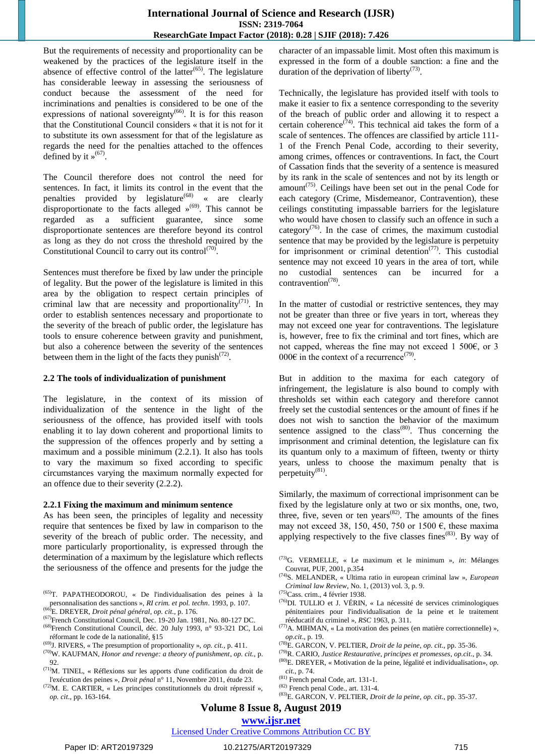But the requirements of necessity and proportionality can be weakened by the practices of the legislature itself in the absence of effective control of the latter[65]. The legislature has considerable leeway in assessing the seriousness of conduct because the assessment of the need for incriminations and penalties is considered to be one of the expressions of national sovereignty[66]. It is for this reason that the Constitutional Council considers « that it is not for it to substitute its own assessment for that of the legislature as regards the need for the penalties attached to the offences defined by it »[67].

The Council therefore does not control the need for sentences. In fact, it limits its control in the event that the penalties provided by legislature[68] « are clearly disproportionate to the facts alleged »[69]. This cannot be regarded as a sufficient guarantee, since some disproportionate sentences are therefore beyond its control as long as they do not cross the threshold required by the Constitutional Council to carry out its control[70].

Sentences must therefore be fixed by law under the principle of legality. But the power of the legislature is limited in this area by the obligation to respect certain principles of criminal law that are necessity and proportionality[71]. In order to establish sentences necessary and proportionate to the severity of the breach of public order, the legislature has tools to ensure coherence between gravity and punishment, but also a coherence between the severity of the sentences between them in the light of the facts they punish[72].

### 2.2 The tools of individualization of punishment

The legislature, in the context of its mission of individualization of the sentence in the light of the seriousness of the offence, has provided itself with tools enabling it to lay down coherent and proportional limits to the suppression of the offences properly and by setting a maximum and a possible minimum (2.2.1). It also has tools to vary the maximum so fixed according to specific circumstances varying the maximum normally expected for an offence due to their severity (2.2.2).

#### 2.2.1 Fixing the maximum and minimum sentence

As has been seen, the principles of legality and necessity require that sentences be fixed by law in comparison to the severity of the breach of public order. The necessity, and more particularly proportionality, is expressed through the determination of a maximum by the legislature which reflects the seriousness of the offence and presents for the judge the character of an impassable limit. Most often this maximum is expressed in the form of a double sanction: a fine and the duration of the deprivation of liberty[73].

Technically, the legislature has provided itself with tools to make it easier to fix a sentence corresponding to the severity of the breach of public order and allowing it to respect a certain coherence[74]. This technical aid takes the form of a scale of sentences. The offences are classified by article 111-1 of the French Penal Code, according to their severity, among crimes, offences or contraventions. In fact, the Court of Cassation finds that the severity of a sentence is measured by its rank in the scale of sentences and not by its length or amount[75]. Ceilings have been set out in the penal Code for each category (Crime, Misdemeanor, Contravention), these ceilings constituting impassable barriers for the legislature who would have chosen to classify such an offence in such a category[76]. In the case of crimes, the maximum custodial sentence that may be provided by the legislature is perpetuity for imprisonment or criminal detention[77]. This custodial sentence may not exceed 10 years in the area of tort, while no custodial sentences can be incurred for a contravention[78].

In the matter of custodial or restrictive sentences, they may not be greater than three or five years in tort, whereas they may not exceed one year for contraventions. The legislature is, however, free to fix the criminal and tort fines, which are not capped, whereas the fine may not exceed 1 500€, or 3 000€ in the context of a recurrence[79].

But in addition to the maxima for each category of infringement, the legislature is also bound to comply with thresholds set within each category and therefore cannot freely set the custodial sentences or the amount of fines if he does not wish to sanction the behavior of the maximum sentence assigned to the class[80]. Thus concerning the imprisonment and criminal detention, the legislature can fix its quantum only to a maximum of fifteen, twenty or thirty years, unless to choose the maximum penalty that is perpetuity[81].

Similarly, the maximum of correctional imprisonment can be fixed by the legislature only at two or six months, one, two, three, five, seven or ten years[82]. The amounts of the fines may not exceed 38, 150, 450, 750 or 1500 €, these maxima applying respectively to the five classes fines[83]. By way of

---

[65] T. PAPATHEODOROU, « De l'individualisation des peines à la personnalisation des sanctions », *RI crim. et pol. techn*. 1993, p. 107.

[66] E. DREYER, *Droit pénal général*, *op. cit.*, p. 176.

[67] French Constitutional Council, Dec. 19-20 Jan. 1981, No. 80-127 DC.

[68] French Constitutional Council, déc. 20 July 1993, n° 93-321 DC, Loi réformant le code de la nationalité, §15

[69] J. RIVERS, « The presumption of proportionality », *op. cit.*, p. 411.

[70] W. KAUFMAN, *Honor and revenge: a theory of punishment*, *op. cit.*, p. 92.

[71] M. TINEL, « Réflexions sur les apports d'une codification du droit de l'exécution des peines », *Droit pénal* n° 11, Novembre 2011, étude 23.

[72] M. E. CARTIER, « Les principes constitutionnels du droit répressif », *op. cit.*, pp. 163-164.

[73] G. VERMELLE, « Le maximum et le minimum », *in*: Mélanges Couvrat, PUF, 2001, p.354

[74] S. MELANDER, « Ultima ratio in european criminal law », *European Criminal law Review*, No. 1, (2013) vol. 3, p. 9.

[75] Cass. crim., 4 février 1938.

[76] DI. TULLIO et J. VÉRIN, « La nécessité de services criminologiques pénitentiaires pour l'individualisation de la peine et le traitement rééducatif du criminel », *RSC* 1963, p. 311.

[77] A. MIHMAN, « La motivation des peines (en matière correctionnelle) », *op.cit.*, p. 19.

[78] E. GARCON, V. PELTIER, *Droit de la peine*, *op. cit.*, pp. 35-36.

[79] R. CARIO, *Justice Restaurative, principes et promesses*, *op.cit.*, p. 34.

[80] E. DREYER, « Motivation de la peine, légalité et individualisation», *op. cit.*, p. 74.

[81] French penal Code, art. 131-1.

[82] French penal Code., art. 131-4.

[83] E. GARCON, V. PELTIER, *Droit de la peine*, *op. cit.*, pp. 35-37.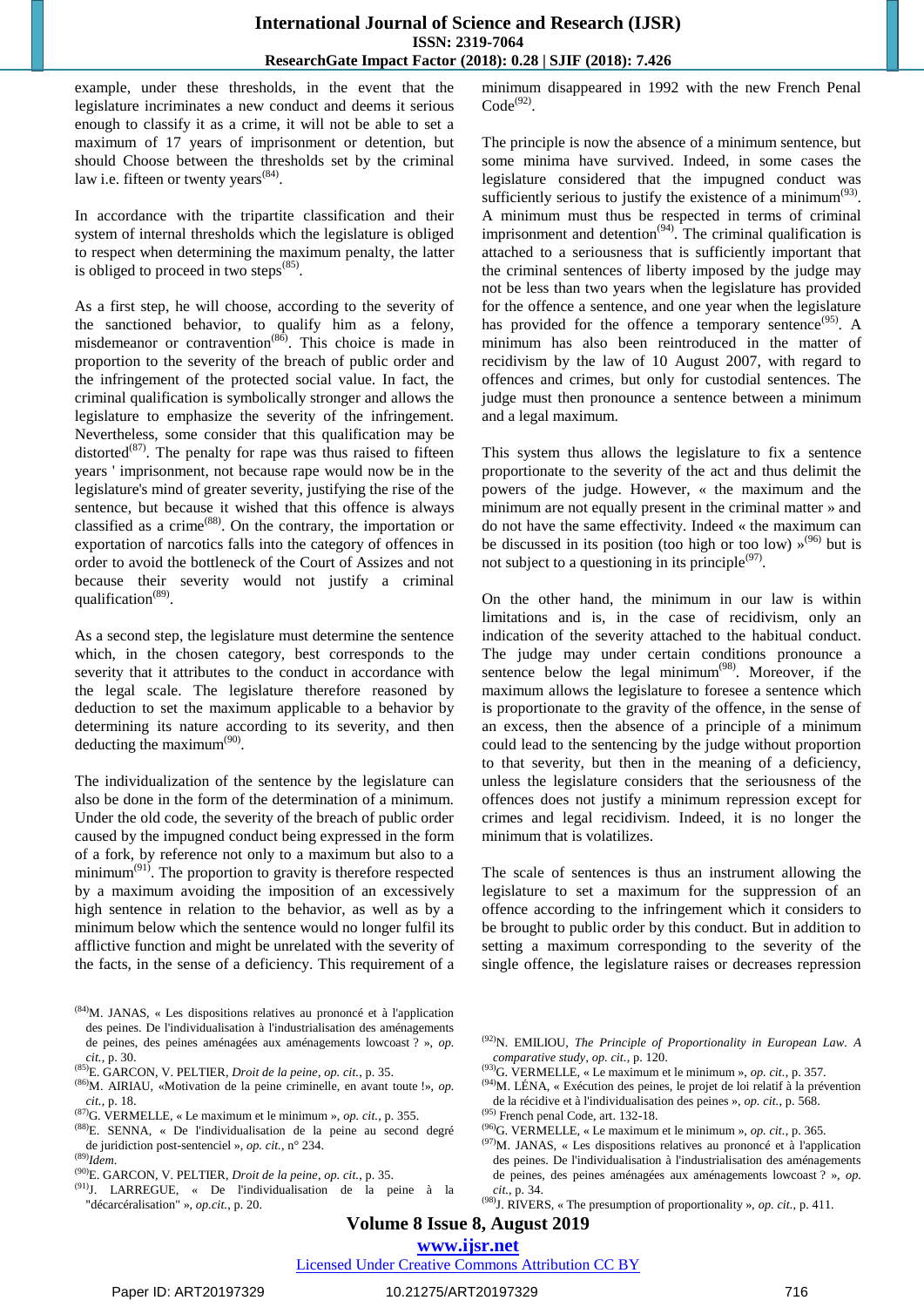example, under these thresholds, in the event that the legislature incriminates a new conduct and deems it serious enough to classify it as a crime, it will not be able to set a maximum of 17 years of imprisonment or detention, but should Choose between the thresholds set by the criminal law i.e. fifteen or twenty years[84].

In accordance with the tripartite classification and their system of internal thresholds which the legislature is obliged to respect when determining the maximum penalty, the latter is obliged to proceed in two steps[85].

As a first step, he will choose, according to the severity of the sanctioned behavior, to qualify him as a felony, misdemeanor or contravention[86]. This choice is made in proportion to the severity of the breach of public order and the infringement of the protected social value. In fact, the criminal qualification is symbolically stronger and allows the legislature to emphasize the severity of the infringement. Nevertheless, some consider that this qualification may be distorted[87]. The penalty for rape was thus raised to fifteen years ' imprisonment, not because rape would now be in the legislature's mind of greater severity, justifying the rise of the sentence, but because it wished that this offence is always classified as a crime[88]. On the contrary, the importation or exportation of narcotics falls into the category of offences in order to avoid the bottleneck of the Court of Assizes and not because their severity would not justify a criminal qualification[89].

As a second step, the legislature must determine the sentence which, in the chosen category, best corresponds to the severity that it attributes to the conduct in accordance with the legal scale. The legislature therefore reasoned by deduction to set the maximum applicable to a behavior by determining its nature according to its severity, and then deducting the maximum[90].

The individualization of the sentence by the legislature can also be done in the form of the determination of a minimum. Under the old code, the severity of the breach of public order caused by the impugned conduct being expressed in the form of a fork, by reference not only to a maximum but also to a minimum[91]. The proportion to gravity is therefore respected by a maximum avoiding the imposition of an excessively high sentence in relation to the behavior, as well as by a minimum below which the sentence would no longer fulfil its afflictive function and might be unrelated with the severity of the facts, in the sense of a deficiency. This requirement of a minimum disappeared in 1992 with the new French Penal Code[92].

The principle is now the absence of a minimum sentence, but some minima have survived. Indeed, in some cases the legislature considered that the impugned conduct was sufficiently serious to justify the existence of a minimum[93]. A minimum must thus be respected in terms of criminal imprisonment and detention[94]. The criminal qualification is attached to a seriousness that is sufficiently important that the criminal sentences of liberty imposed by the judge may not be less than two years when the legislature has provided for the offence a sentence, and one year when the legislature has provided for the offence a temporary sentence[95]. A minimum has also been reintroduced in the matter of recidivism by the law of 10 August 2007, with regard to offences and crimes, but only for custodial sentences. The judge must then pronounce a sentence between a minimum and a legal maximum.

This system thus allows the legislature to fix a sentence proportionate to the severity of the act and thus delimit the powers of the judge. However, « the maximum and the minimum are not equally present in the criminal matter » and do not have the same effectivity. Indeed « the maximum can be discussed in its position (too high or too low) »[96] but is not subject to a questioning in its principle[97].

On the other hand, the minimum in our law is within limitations and is, in the case of recidivism, only an indication of the severity attached to the habitual conduct. The judge may under certain conditions pronounce a sentence below the legal minimum[98]. Moreover, if the maximum allows the legislature to foresee a sentence which is proportionate to the gravity of the offence, in the sense of an excess, then the absence of a principle of a minimum could lead to the sentencing by the judge without proportion to that severity, but then in the meaning of a deficiency, unless the legislature considers that the seriousness of the offences does not justify a minimum repression except for crimes and legal recidivism. Indeed, it is no longer the minimum that is volatilizes.

The scale of sentences is thus an instrument allowing the legislature to set a maximum for the suppression of an offence according to the infringement which it considers to be brought to public order by this conduct. But in addition to setting a maximum corresponding to the severity of the single offence, the legislature raises or decreases repression

---

[84] M. JANAS, « Les dispositions relatives au prononcé et à l'application des peines. De l'individualisation à l'industrialisation des aménagements de peines, des peines aménagées aux aménagements lowcoast ? », *op. cit.*, p. 30.

[85] E. GARCON, V. PELTIER, *Droit de la peine*, *op. cit.*, p. 35.

[86] M. AIRIAU, «Motivation de la peine criminelle, en avant toute !», *op. cit.*, p. 18.

[87] G. VERMELLE, « Le maximum et le minimum », *op. cit.*, p. 355.

[88] E. SENNA, « De l'individualisation de la peine au second degré de juridiction post-sentenciel », *op. cit.*, n° 234.

[89] *Idem.*

[90] E. GARCON, V. PELTIER, *Droit de la peine*, *op. cit.*, p. 35.

[91] J. LARREGUE, « De l'individualisation de la peine à la "décarcéralisation" », *op.cit.*, p. 20.

[92] N. EMILIOU, *The Principle of Proportionality in European Law. A comparative study*, *op. cit.*, p. 120.

[93] G. VERMELLE, « Le maximum et le minimum », *op. cit.*, p. 357.

[94] M. LÉNA, « Exécution des peines, le projet de loi relatif à la prévention de la récidive et à l'individualisation des peines », *op. cit.*, p. 568.

[95] French penal Code, art. 132-18.

[96] G. VERMELLE, « Le maximum et le minimum », *op. cit.*, p. 365.

[97] M. JANAS, « Les dispositions relatives au prononcé et à l'application des peines. De l'individualisation à l'industrialisation des aménagements de peines, des peines aménagées aux aménagements lowcoast ? », *op. cit.*, p. 34.

[98] J. RIVERS, « The presumption of proportionality », *op. cit.*, p. 411.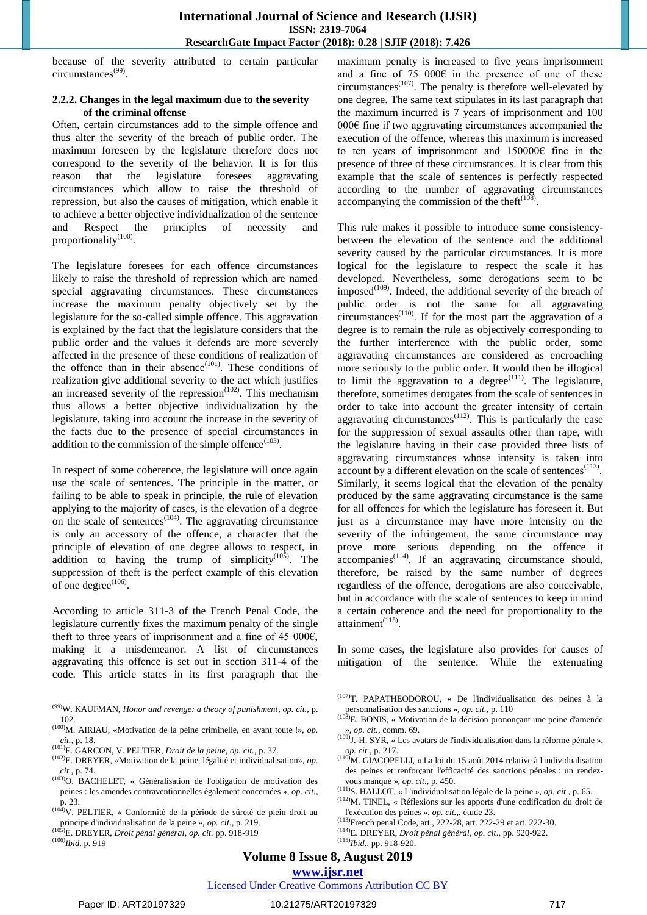because of the severity attributed to certain particular circumstances[99].

### 2.2.2. Changes in the legal maximum due to the severity of the criminal offense

Often, certain circumstances add to the simple offence and thus alter the severity of the breach of public order. The maximum foreseen by the legislature therefore does not correspond to the severity of the behavior. It is for this reason that the legislature foresees aggravating circumstances which allow to raise the threshold of repression, but also the causes of mitigation, which enable it to achieve a better objective individualization of the sentence and Respect the principles of necessity and proportionality[100].

The legislature foresees for each offence circumstances likely to raise the threshold of repression which are named special aggravating circumstances. These circumstances increase the maximum penalty objectively set by the legislature for the so-called simple offence. This aggravation is explained by the fact that the legislature considers that the public order and the values it defends are more severely affected in the presence of these conditions of realization of the offence than in their absence[101]. These conditions of realization give additional severity to the act which justifies an increased severity of the repression[102]. This mechanism thus allows a better objective individualization by the legislature, taking into account the increase in the severity of the facts due to the presence of special circumstances in addition to the commission of the simple offence[103].

In respect of some coherence, the legislature will once again use the scale of sentences. The principle in the matter, or failing to be able to speak in principle, the rule of elevation applying to the majority of cases, is the elevation of a degree on the scale of sentences[104]. The aggravating circumstance is only an accessory of the offence, a character that the principle of elevation of one degree allows to respect, in addition to having the trump of simplicity[105]. The suppression of theft is the perfect example of this elevation of one degree[106].

According to article 311-3 of the French Penal Code, the legislature currently fixes the maximum penalty of the single theft to three years of imprisonment and a fine of 45 000€, making it a misdemeanor. A list of circumstances aggravating this offence is set out in section 311-4 of the code. This article states in its first paragraph that the maximum penalty is increased to five years imprisonment and a fine of 75 000€ in the presence of one of these circumstances[107]. The penalty is therefore well-elevated by one degree. The same text stipulates in its last paragraph that the maximum incurred is 7 years of imprisonment and 100 000€ fine if two aggravating circumstances accompanied the execution of the offence, whereas this maximum is increased to ten years of imprisonment and 150000€ fine in the presence of three of these circumstances. It is clear from this example that the scale of sentences is perfectly respected according to the number of aggravating circumstances accompanying the commission of the theft[108].

This rule makes it possible to introduce some consistency-between the elevation of the sentence and the additional severity caused by the particular circumstances. It is more logical for the legislature to respect the scale it has developed. Nevertheless, some derogations seem to be imposed[109]. Indeed, the additional severity of the breach of public order is not the same for all aggravating circumstances[110]. If for the most part the aggravation of a degree is to remain the rule as objectively corresponding to the further interference with the public order, some aggravating circumstances are considered as encroaching more seriously to the public order. It would then be illogical to limit the aggravation to a degree[111]. The legislature, therefore, sometimes derogates from the scale of sentences in order to take into account the greater intensity of certain aggravating circumstances[112]. This is particularly the case for the suppression of sexual assaults other than rape, with the legislature having in their case provided three lists of aggravating circumstances whose intensity is taken into account by a different elevation on the scale of sentences[113]. Similarly, it seems logical that the elevation of the penalty produced by the same aggravating circumstance is the same for all offences for which the legislature has foreseen it. But just as a circumstance may have more intensity on the severity of the infringement, the same circumstance may prove more serious depending on the offence it accompanies[114]. If an aggravating circumstance should, therefore, be raised by the same number of degrees regardless of the offence, derogations are also conceivable, but in accordance with the scale of sentences to keep in mind a certain coherence and the need for proportionality to the attainment[115].

In some cases, the legislature also provides for causes of mitigation of the sentence. While the extenuating

---

[99] W. KAUFMAN, *Honor and revenge: a theory of punishment*, *op. cit.*, p. 102.

[100] M. AIRIAU, «Motivation de la peine criminelle, en avant toute !», *op. cit.*, p. 18.

[101] E. GARCON, V. PELTIER, *Droit de la peine*, *op. cit.*, p. 37.

[102] E. DREYER, «Motivation de la peine, légalité et individualisation», *op. cit.*, p. 74.

[103] O. BACHELET, « Généralisation de l'obligation de motivation des peines : les amendes contraventionnelles également concernées », *op. cit.*, p. 23.

[104] V. PELTIER, « Conformité de la période de sûreté de plein droit au principe d'individualisation de la peine », *op. cit.*, p. 219.

[105] E. DREYER, *Droit pénal général*, *op. cit.* pp. 918-919

[106] *Ibid.* p. 919

[107] T. PAPATHEODOROU, « De l'individualisation des peines à la personnalisation des sanctions », *op. cit.*, p. 110

[108] E. BONIS, « Motivation de la décision prononçant une peine d'amende », *op. cit.*, comm. 69.

[109] J.-H. SYR, « Les avatars de l'individualisation dans la réforme pénale », *op. cit.*, p. 217.

[110] M. GIACOPELLI, « La loi du 15 août 2014 relative à l'individualisation des peines et renforçant l'efficacité des sanctions pénales : un rendez-vous manqué », *op. cit.*, p. 450.

[111] S. HALLOT, « L'individualisation légale de la peine », *op. cit.*, p. 65.

[112] M. TINEL, « Réflexions sur les apports d'une codification du droit de l'exécution des peines », *op. cit.*,, étude 23.

[113] French penal Code, art., 222-28, art. 222-29 et art. 222-30.

[114] E. DREYER, *Droit pénal général*, *op. cit.*, pp. 920-922.

[115] *Ibid.*, pp. 918-920.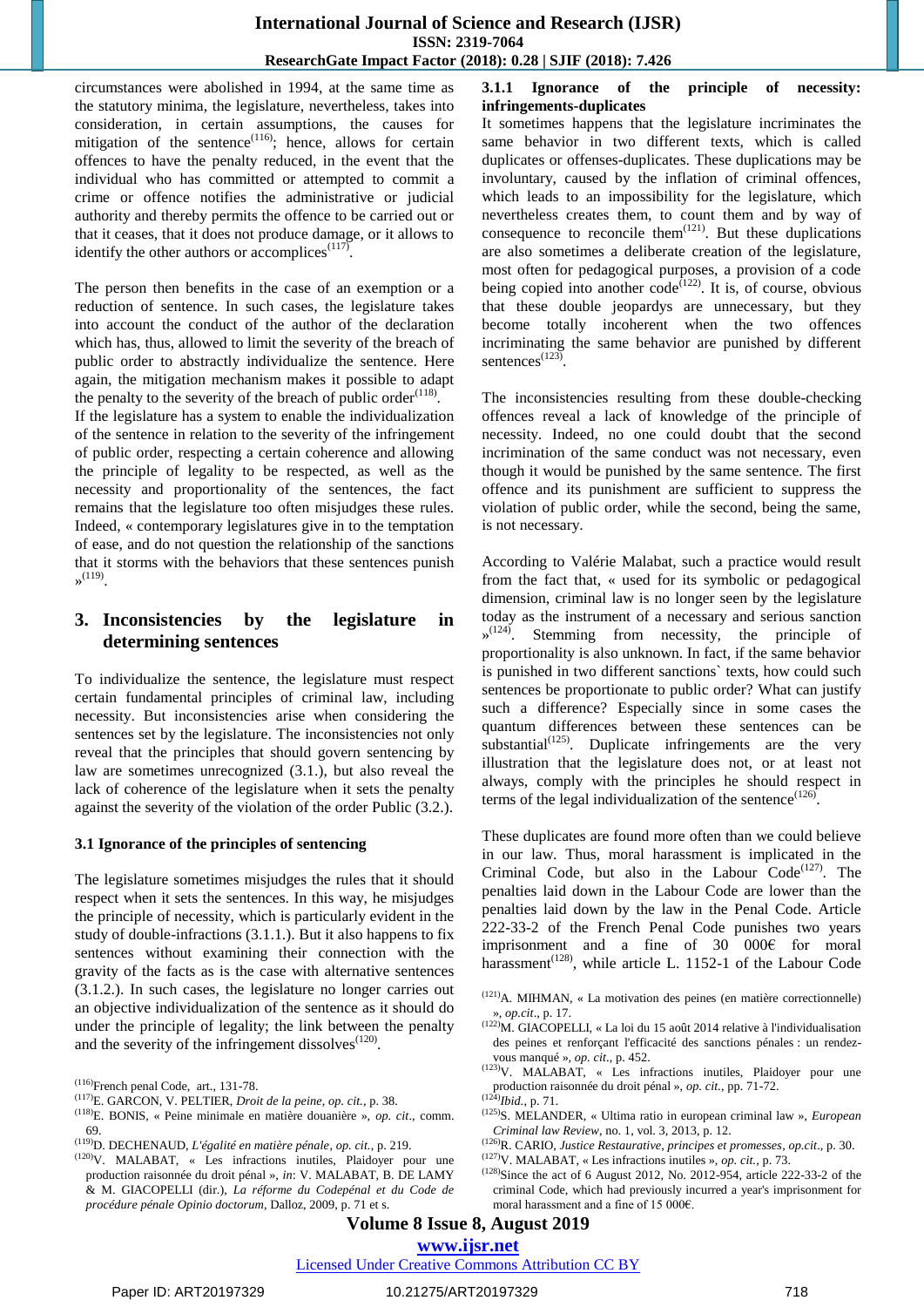circumstances were abolished in 1994, at the same time as the statutory minima, the legislature, nevertheless, takes into consideration, in certain assumptions, the causes for mitigation of the sentence[116]; hence, allows for certain offences to have the penalty reduced, in the event that the individual who has committed or attempted to commit a crime or offence notifies the administrative or judicial authority and thereby permits the offence to be carried out or that it ceases, that it does not produce damage, or it allows to identify the other authors or accomplices[117].

The person then benefits in the case of an exemption or a reduction of sentence. In such cases, the legislature takes into account the conduct of the author of the declaration which has, thus, allowed to limit the severity of the breach of public order to abstractly individualize the sentence. Here again, the mitigation mechanism makes it possible to adapt the penalty to the severity of the breach of public order[118].
If the legislature has a system to enable the individualization of the sentence in relation to the severity of the infringement of public order, respecting a certain coherence and allowing the principle of legality to be respected, as well as the necessity and proportionality of the sentences, the fact remains that the legislature too often misjudges these rules. Indeed, « contemporary legislatures give in to the temptation of ease, and do not question the relationship of the sanctions that it storms with the behaviors that these sentences punish »[119].

## 3. Inconsistencies by the legislature in determining sentences

To individualize the sentence, the legislature must respect certain fundamental principles of criminal law, including necessity. But inconsistencies arise when considering the sentences set by the legislature. The inconsistencies not only reveal that the principles that should govern sentencing by law are sometimes unrecognized (3.1.), but also reveal the lack of coherence of the legislature when it sets the penalty against the severity of the violation of the order Public (3.2.).

### 3.1 Ignorance of the principles of sentencing

The legislature sometimes misjudges the rules that it should respect when it sets the sentences. In this way, he misjudges the principle of necessity, which is particularly evident in the study of double-infractions (3.1.1.). But it also happens to fix sentences without examining their connection with the gravity of the facts as is the case with alternative sentences (3.1.2.). In such cases, the legislature no longer carries out an objective individualization of the sentence as it should do under the principle of legality; the link between the penalty and the severity of the infringement dissolves[120].

#### 3.1.1 Ignorance of the principle of necessity: infringements-duplicates

It sometimes happens that the legislature incriminates the same behavior in two different texts, which is called duplicates or offenses-duplicates. These duplications may be involuntary, caused by the inflation of criminal offences, which leads to an impossibility for the legislature, which nevertheless creates them, to count them and by way of consequence to reconcile them[121]. But these duplications are also sometimes a deliberate creation of the legislature, most often for pedagogical purposes, a provision of a code being copied into another code[122]. It is, of course, obvious that these double jeopardys are unnecessary, but they become totally incoherent when the two offences incriminating the same behavior are punished by different sentences[123].

The inconsistencies resulting from these double-checking offences reveal a lack of knowledge of the principle of necessity. Indeed, no one could doubt that the second incrimination of the same conduct was not necessary, even though it would be punished by the same sentence. The first offence and its punishment are sufficient to suppress the violation of public order, while the second, being the same, is not necessary.

According to Valérie Malabat, such a practice would result from the fact that, « used for its symbolic or pedagogical dimension, criminal law is no longer seen by the legislature today as the instrument of a necessary and serious sanction »[124]. Stemming from necessity, the principle of proportionality is also unknown. In fact, if the same behavior is punished in two different sanctions` texts, how could such sentences be proportionate to public order? What can justify such a difference? Especially since in some cases the quantum differences between these sentences can be substantial[125]. Duplicate infringements are the very illustration that the legislature does not, or at least not always, comply with the principles he should respect in terms of the legal individualization of the sentence[126].

These duplicates are found more often than we could believe in our law. Thus, moral harassment is implicated in the Criminal Code, but also in the Labour Code[127]. The penalties laid down in the Labour Code are lower than the penalties laid down by the law in the Penal Code. Article 222-33-2 of the French Penal Code punishes two years imprisonment and a fine of 30 000€ for moral harassment[128], while article L. 1152-1 of the Labour Code

---

[116] French penal Code, art., 131-78.

[117] E. GARCON, V. PELTIER, *Droit de la peine*, *op. cit.*, p. 38.

[118] E. BONIS, « Peine minimale en matière douanière », *op. cit.*, comm. 69.

[119] D. DECHENAUD, *L'égalité en matière pénale*, *op. cit.*, p. 219.

[120] V. MALABAT, « Les infractions inutiles, Plaidoyer pour une production raisonnée du droit pénal », *in*: V. MALABAT, B. DE LAMY & M. GIACOPELLI (dir.), *La réforme du Codepénal et du Code de procédure pénale Opinio doctorum*, Dalloz, 2009, p. 71 et s.

[121] A. MIHMAN, « La motivation des peines (en matière correctionnelle) », *op.cit*., p. 17.

[122] M. GIACOPELLI, « La loi du 15 août 2014 relative à l'individualisation des peines et renforçant l'efficacité des sanctions pénales : un rendez-vous manqué », *op. cit*., p. 452.

[123] V. MALABAT, « Les infractions inutiles, Plaidoyer pour une production raisonnée du droit pénal », *op. cit.*, pp. 71-72.

[124] *Ibid.*, p. 71.

[125] S. MELANDER, « Ultima ratio in european criminal law », *European Criminal law Review*, no. 1, vol. 3, 2013, p. 12.

[126] R. CARIO, *Justice Restaurative, principes et promesses*, *op.cit*., p. 30.

[127] V. MALABAT, « Les infractions inutiles », *op. cit.*, p. 73.

[128] Since the act of 6 August 2012, No. 2012-954, article 222-33-2 of the criminal Code, which had previously incurred a year's imprisonment for moral harassment and a fine of 15 000€.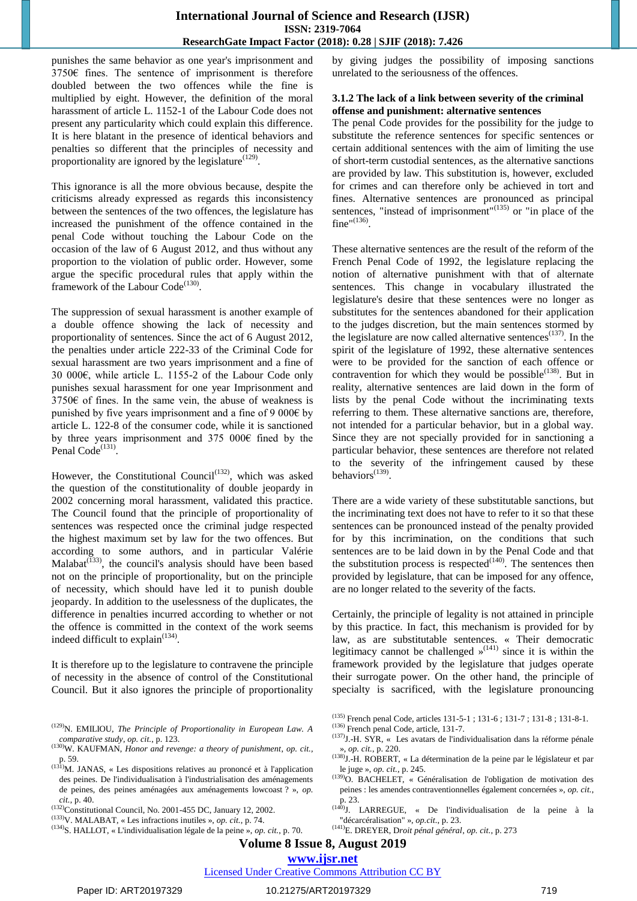punishes the same behavior as one year's imprisonment and 3750€ fines. The sentence of imprisonment is therefore doubled between the two offences while the fine is multiplied by eight. However, the definition of the moral harassment of article L. 1152-1 of the Labour Code does not present any particularity which could explain this difference. It is here blatant in the presence of identical behaviors and penalties so different that the principles of necessity and proportionality are ignored by the legislature[129].

This ignorance is all the more obvious because, despite the criticisms already expressed as regards this inconsistency between the sentences of the two offences, the legislature has increased the punishment of the offence contained in the penal Code without touching the Labour Code on the occasion of the law of 6 August 2012, and thus without any proportion to the violation of public order. However, some argue the specific procedural rules that apply within the framework of the Labour Code[130].

The suppression of sexual harassment is another example of a double offence showing the lack of necessity and proportionality of sentences. Since the act of 6 August 2012, the penalties under article 222-33 of the Criminal Code for sexual harassment are two years imprisonment and a fine of 30 000€, while article L. 1155-2 of the Labour Code only punishes sexual harassment for one year Imprisonment and 3750€ of fines. In the same vein, the abuse of weakness is punished by five years imprisonment and a fine of 9 000€ by article L. 122-8 of the consumer code, while it is sanctioned by three years imprisonment and 375 000€ fined by the Penal Code[131].

However, the Constitutional Council[132], which was asked the question of the constitutionality of double jeopardy in 2002 concerning moral harassment, validated this practice. The Council found that the principle of proportionality of sentences was respected once the criminal judge respected the highest maximum set by law for the two offences. But according to some authors, and in particular Valérie Malabat[133], the council's analysis should have been based not on the principle of proportionality, but on the principle of necessity, which should have led it to punish double jeopardy. In addition to the uselessness of the duplicates, the difference in penalties incurred according to whether or not the offence is committed in the context of the work seems indeed difficult to explain[134].

It is therefore up to the legislature to contravene the principle of necessity in the absence of control of the Constitutional Council. But it also ignores the principle of proportionality by giving judges the possibility of imposing sanctions unrelated to the seriousness of the offences.

### 3.1.2 The lack of a link between severity of the criminal offense and punishment: alternative sentences

The penal Code provides for the possibility for the judge to substitute the reference sentences for specific sentences or certain additional sentences with the aim of limiting the use of short-term custodial sentences, as the alternative sanctions are provided by law. This substitution is, however, excluded for crimes and can therefore only be achieved in tort and fines. Alternative sentences are pronounced as principal sentences, "instead of imprisonment"[135] or "in place of the fine"[136].

These alternative sentences are the result of the reform of the French Penal Code of 1992, the legislature replacing the notion of alternative punishment with that of alternate sentences. This change in vocabulary illustrated the legislature's desire that these sentences were no longer as substitutes for the sentences abandoned for their application to the judges discretion, but the main sentences stormed by the legislature are now called alternative sentences[137]. In the spirit of the legislature of 1992, these alternative sentences were to be provided for the sanction of each offence or contravention for which they would be possible[138]. But in reality, alternative sentences are laid down in the form of lists by the penal Code without the incriminating texts referring to them. These alternative sanctions are, therefore, not intended for a particular behavior, but in a global way. Since they are not specially provided for in sanctioning a particular behavior, these sentences are therefore not related to the severity of the infringement caused by these behaviors[139].

There are a wide variety of these substitutable sanctions, but the incriminating text does not have to refer to it so that these sentences can be pronounced instead of the penalty provided for by this incrimination, on the conditions that such sentences are to be laid down in by the Penal Code and that the substitution process is respected[140]. The sentences then provided by legislature, that can be imposed for any offence, are no longer related to the severity of the facts.

Certainly, the principle of legality is not attained in principle by this practice. In fact, this mechanism is provided for by law, as are substitutable sentences. « Their democratic legitimacy cannot be challenged »[141] since it is within the framework provided by the legislature that judges operate their surrogate power. On the other hand, the principle of specialty is sacrificed, with the legislature pronouncing

---

[129] N. EMILIOU, *The Principle of Proportionality in European Law. A comparative study*, *op. cit.*, p. 123.

[130] W. KAUFMAN, *Honor and revenge: a theory of punishment*, *op. cit.*, p. 59.

[131] M. JANAS, « Les dispositions relatives au prononcé et à l'application des peines. De l'individualisation à l'industrialisation des aménagements de peines, des peines aménagées aux aménagements lowcost ? », *op. cit.*, p. 40.

[132] Constitutional Council, No. 2001-455 DC, January 12, 2002.

[133] V. MALABAT, « Les infractions inutiles », *op. cit.*, p. 74.

[134] S. HALLOT, « L'individualisation légale de la peine », *op. cit.*, p. 70.

[135] French penal Code, articles 131-5-1 ; 131-6 ; 131-7 ; 131-8 ; 131-8-1.

[136] French penal Code, article, 131-7.

[137] J.-H. SYR, « Les avatars de l'individualisation dans la réforme pénale », *op. cit.*, p. 220.

[138] J.-H. ROBERT, « La détermination de la peine par le législateur et par le juge », *op. cit.*, p. 245.

[139] O. BACHELET, « Généralisation de l'obligation de motivation des peines : les amendes contraventionnelles également concernées », *op. cit.*, p. 23.

[140] J. LARREGUE, « De l'individualisation de la peine à la "décarcéralisation" », *op.cit.*, p. 23.

[141] E. DREYER, D*roit pénal général*, *op. cit.*, p. 273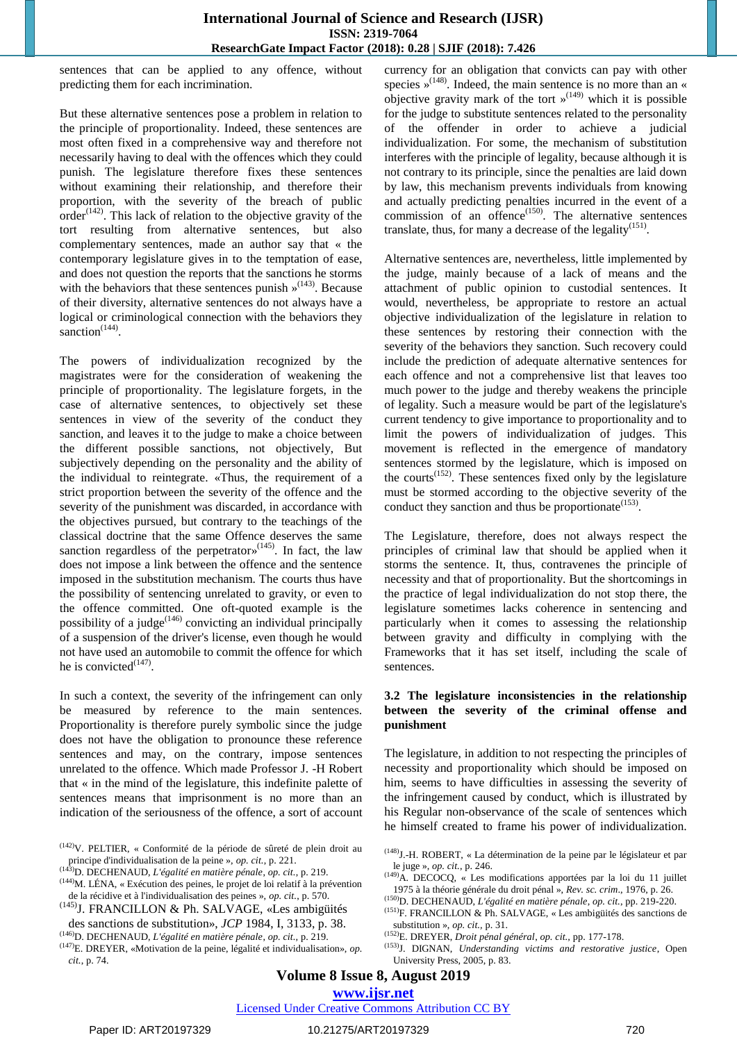sentences that can be applied to any offence, without predicting them for each incrimination.

But these alternative sentences pose a problem in relation to the principle of proportionality. Indeed, these sentences are most often fixed in a comprehensive way and therefore not necessarily having to deal with the offences which they could punish. The legislature therefore fixes these sentences without examining their relationship, and therefore their proportion, with the severity of the breach of public order[142]. This lack of relation to the objective gravity of the tort resulting from alternative sentences, but also complementary sentences, made an author say that « the contemporary legislature gives in to the temptation of ease, and does not question the reports that the sanctions he storms with the behaviors that these sentences punish »[143]. Because of their diversity, alternative sentences do not always have a logical or criminological connection with the behaviors they sanction[144].

The powers of individualization recognized by the magistrates were for the consideration of weakening the principle of proportionality. The legislature forgets, in the case of alternative sentences, to objectively set these sentences in view of the severity of the conduct they sanction, and leaves it to the judge to make a choice between the different possible sanctions, not objectively, But subjectively depending on the personality and the ability of the individual to reintegrate. «Thus, the requirement of a strict proportion between the severity of the offence and the severity of the punishment was discarded, in accordance with the objectives pursued, but contrary to the teachings of the classical doctrine that the same Offence deserves the same sanction regardless of the perpetrator»[145]. In fact, the law does not impose a link between the offence and the sentence imposed in the substitution mechanism. The courts thus have the possibility of sentencing unrelated to gravity, or even to the offence committed. One oft-quoted example is the possibility of a judge[146] convicting an individual principally of a suspension of the driver's license, even though he would not have used an automobile to commit the offence for which he is convicted[147].

In such a context, the severity of the infringement can only be measured by reference to the main sentences. Proportionality is therefore purely symbolic since the judge does not have the obligation to pronounce these reference sentences and may, on the contrary, impose sentences unrelated to the offence. Which made Professor J. -H Robert that « in the mind of the legislature, this indefinite palette of sentences means that imprisonment is no more than an indication of the seriousness of the offence, a sort of account currency for an obligation that convicts can pay with other species »[148]. Indeed, the main sentence is no more than an « objective gravity mark of the tort »[149] which it is possible for the judge to substitute sentences related to the personality of the offender in order to achieve a judicial individualization. For some, the mechanism of substitution interferes with the principle of legality, because although it is not contrary to its principle, since the penalties are laid down by law, this mechanism prevents individuals from knowing and actually predicting penalties incurred in the event of a commission of an offence[150]. The alternative sentences translate, thus, for many a decrease of the legality[151].

Alternative sentences are, nevertheless, little implemented by the judge, mainly because of a lack of means and the attachment of public opinion to custodial sentences. It would, nevertheless, be appropriate to restore an actual objective individualization of the legislature in relation to these sentences by restoring their connection with the severity of the behaviors they sanction. Such recovery could include the prediction of adequate alternative sentences for each offence and not a comprehensive list that leaves too much power to the judge and thereby weakens the principle of legality. Such a measure would be part of the legislature's current tendency to give importance to proportionality and to limit the powers of individualization of judges. This movement is reflected in the emergence of mandatory sentences stormed by the legislature, which is imposed on the courts[152]. These sentences fixed only by the legislature must be stormed according to the objective severity of the conduct they sanction and thus be proportionate[153].

The Legislature, therefore, does not always respect the principles of criminal law that should be applied when it storms the sentence. It, thus, contravenes the principle of necessity and that of proportionality. But the shortcomings in the practice of legal individualization do not stop there, the legislature sometimes lacks coherence in sentencing and particularly when it comes to assessing the relationship between gravity and difficulty in complying with the Frameworks that it has set itself, including the scale of sentences.

### 3.2 The legislature inconsistencies in the relationship between the severity of the criminal offense and punishment

The legislature, in addition to not respecting the principles of necessity and proportionality which should be imposed on him, seems to have difficulties in assessing the severity of the infringement caused by conduct, which is illustrated by his Regular non-observance of the scale of sentences which he himself created to frame his power of individualization.

---

[142] V. PELTIER, « Conformité de la période de sûreté de plein droit au principe d'individualisation de la peine », *op. cit.*, p. 221.

[143] D. DECHENAUD, *L'égalité en matière pénale*, *op. cit.*, p. 219.

[144] M. LÉNA, « Exécution des peines, le projet de loi relatif à la prévention de la récidive et à l'individualisation des peines », *op. cit.*, p. 570.

[145] J. FRANCILLON & Ph. SALVAGE, «Les ambigüités des sanctions de substitution», *JCP* 1984, I, 3133, p. 38.

[146] D. DECHENAUD, *L'égalité en matière pénale*, *op. cit.*, p. 219.

[147] E. DREYER, «Motivation de la peine, légalité et individualisation», *op. cit.*, p. 74.

[148] J.-H. ROBERT, « La détermination de la peine par le législateur et par le juge », *op. cit.*, p. 246.

[149] A. DECOCQ, « Les modifications apportées par la loi du 11 juillet 1975 à la théorie générale du droit pénal », *Rev. sc. crim*., 1976, p. 26.

[150] D. DECHENAUD, *L'égalité en matière pénale*, *op. cit.*, pp. 219-220.

[151] F. FRANCILLON & Ph. SALVAGE, « Les ambigüités des sanctions de substitution », *op. cit.*, p. 31.

[152] E. DREYER, *Droit pénal général*, *op. cit.*, pp. 177-178.

[153] J. DIGNAN, *Understanding victims and restorative justice*, Open University Press, 2005, p. 83.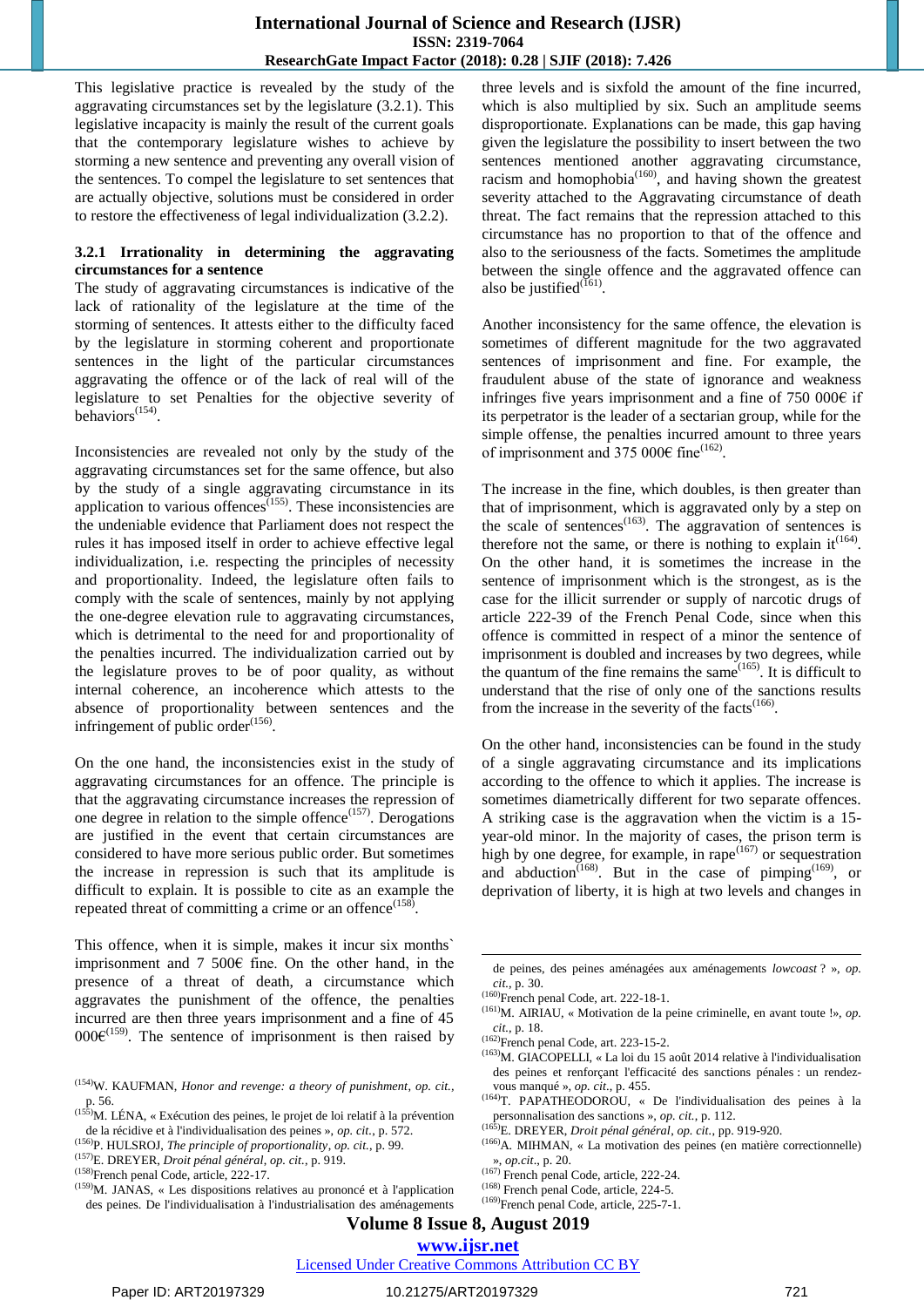This legislative practice is revealed by the study of the aggravating circumstances set by the legislature (3.2.1). This legislative incapacity is mainly the result of the current goals that the contemporary legislature wishes to achieve by storming a new sentence and preventing any overall vision of the sentences. To compel the legislature to set sentences that are actually objective, solutions must be considered in order to restore the effectiveness of legal individualization (3.2.2).

### 3.2.1 Irrationality in determining the aggravating circumstances for a sentence

The study of aggravating circumstances is indicative of the lack of rationality of the legislature at the time of the storming of sentences. It attests either to the difficulty faced by the legislature in storming coherent and proportionate sentences in the light of the particular circumstances aggravating the offence or of the lack of real will of the legislature to set Penalties for the objective severity of behaviors[154].

Inconsistencies are revealed not only by the study of the aggravating circumstances set for the same offence, but also by the study of a single aggravating circumstance in its application to various offences[155]. These inconsistencies are the undeniable evidence that Parliament does not respect the rules it has imposed itself in order to achieve effective legal individualization, i.e. respecting the principles of necessity and proportionality. Indeed, the legislature often fails to comply with the scale of sentences, mainly by not applying the one-degree elevation rule to aggravating circumstances, which is detrimental to the need for and proportionality of the penalties incurred. The individualization carried out by the legislature proves to be of poor quality, as without internal coherence, an incoherence which attests to the absence of proportionality between sentences and the infringement of public order[156].

On the one hand, the inconsistencies exist in the study of aggravating circumstances for an offence. The principle is that the aggravating circumstance increases the repression of one degree in relation to the simple offence[157]. Derogations are justified in the event that certain circumstances are considered to have more serious public order. But sometimes the increase in repression is such that its amplitude is difficult to explain. It is possible to cite as an example the repeated threat of committing a crime or an offence[158].

This offence, when it is simple, makes it incur six months` imprisonment and 7 500€ fine. On the other hand, in the presence of a threat of death, a circumstance which aggravates the punishment of the offence, the penalties incurred are then three years imprisonment and a fine of 45 000€[159]. The sentence of imprisonment is then raised by three levels and is sixfold the amount of the fine incurred, which is also multiplied by six. Such an amplitude seems disproportionate. Explanations can be made, this gap having given the legislature the possibility to insert between the two sentences mentioned another aggravating circumstance, racism and homophobia[160], and having shown the greatest severity attached to the Aggravating circumstance of death threat. The fact remains that the repression attached to this circumstance has no proportion to that of the offence and also to the seriousness of the facts. Sometimes the amplitude between the single offence and the aggravated offence can also be justified[161].

Another inconsistency for the same offence, the elevation is sometimes of different magnitude for the two aggravated sentences of imprisonment and fine. For example, the fraudulent abuse of the state of ignorance and weakness infringes five years imprisonment and a fine of 750 000€ if its perpetrator is the leader of a sectarian group, while for the simple offense, the penalties incurred amount to three years of imprisonment and 375 000€ fine[162].

The increase in the fine, which doubles, is then greater than that of imprisonment, which is aggravated only by a step on the scale of sentences[163]. The aggravation of sentences is therefore not the same, or there is nothing to explain it[164]. On the other hand, it is sometimes the increase in the sentence of imprisonment which is the strongest, as is the case for the illicit surrender or supply of narcotic drugs of article 222-39 of the French Penal Code, since when this offence is committed in respect of a minor the sentence of imprisonment is doubled and increases by two degrees, while the quantum of the fine remains the same[165]. It is difficult to understand that the rise of only one of the sanctions results from the increase in the severity of the facts[166].

On the other hand, inconsistencies can be found in the study of a single aggravating circumstance and its implications according to the offence to which it applies. The increase is sometimes diametrically different for two separate offences. A striking case is the aggravation when the victim is a 15-year-old minor. In the majority of cases, the prison term is high by one degree, for example, in rape[167] or sequestration and abduction[168]. But in the case of pimping[169], or deprivation of liberty, it is high at two levels and changes in

---

[154] W. KAUFMAN, *Honor and revenge: a theory of punishment*, *op. cit.*, p. 56.

[155] M. LÉNA, « Exécution des peines, le projet de loi relatif à la prévention de la récidive et à l'individualisation des peines », *op. cit.*, p. 572.

[156] P. HULSROJ, *The principle of proportionality*, *op. cit.*, p. 99.

[157] E. DREYER, *Droit pénal général*, *op. cit.*, p. 919.

[158] French penal Code, article, 222-17.

[159] M. JANAS, « Les dispositions relatives au prononcé et à l'application des peines. De l'individualisation à l'industrialisation des aménagements de peines, des peines aménagées aux aménagements *lowcoast* ? », *op. cit.*, p. 30.

[160] French penal Code, art. 222-18-1.

[161] M. AIRIAU, « Motivation de la peine criminelle, en avant toute !», *op. cit.*, p. 18.

[162] French penal Code, art. 223-15-2.

[163] M. GIACOPELLI, « La loi du 15 août 2014 relative à l'individualisation des peines et renforçant l'efficacité des sanctions pénales : un rendez-vous manqué », *op. cit.*, p. 455.

[164] T. PAPATHEODOROU, « De l'individualisation des peines à la personnalisation des sanctions », *op. cit.*, p. 112.

[165] E. DREYER, *Droit pénal général*, *op. cit.*, pp. 919-920.

[166] A. MIHMAN, « La motivation des peines (en matière correctionnelle) », *op.cit.*, p. 20.

[167] French penal Code, article, 222-24.

[168] French penal Code, article, 224-5.

[169] French penal Code, article, 225-7-1.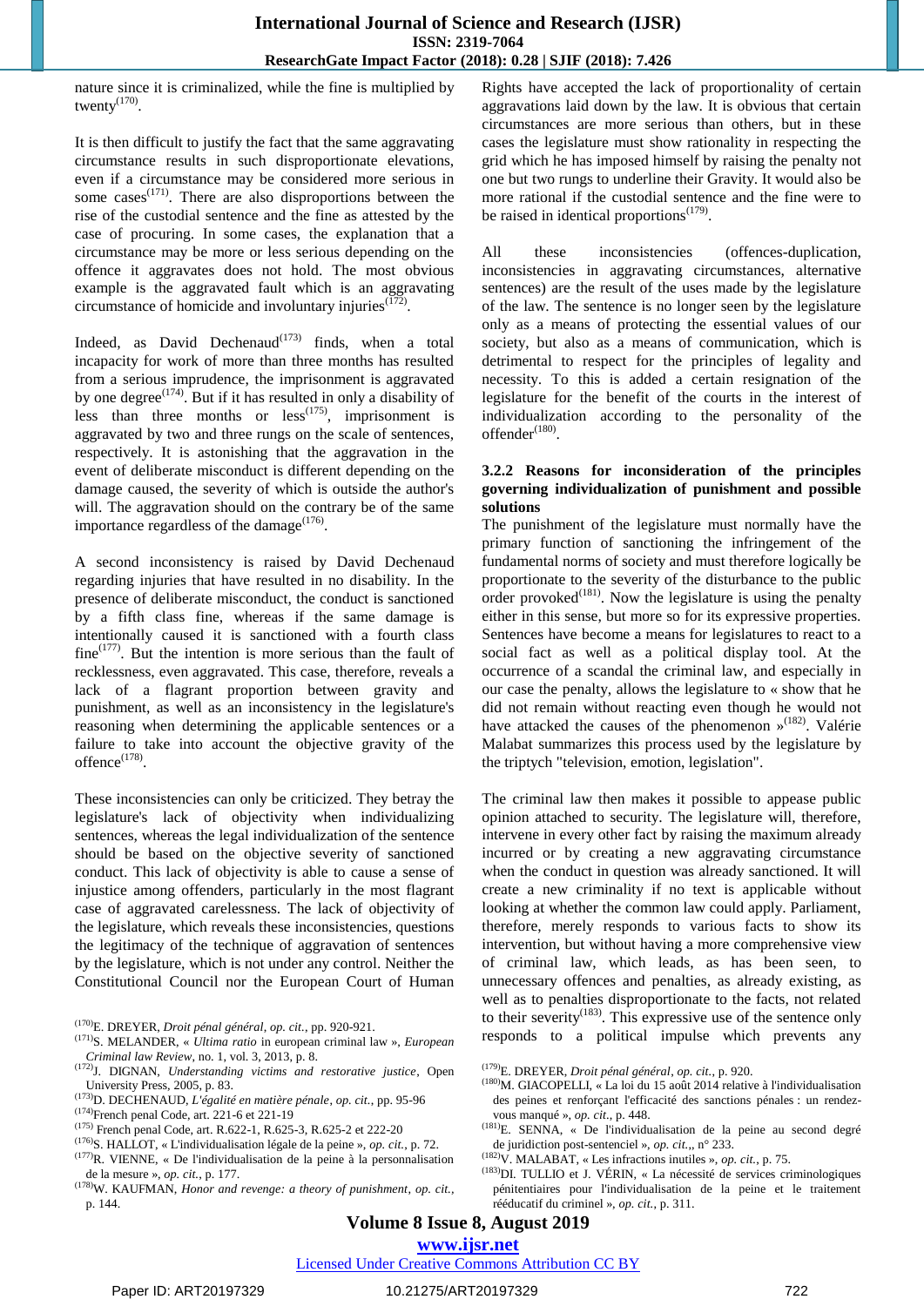nature since it is criminalized, while the fine is multiplied by twenty[170].

It is then difficult to justify the fact that the same aggravating circumstance results in such disproportionate elevations, even if a circumstance may be considered more serious in some cases[171]. There are also disproportions between the rise of the custodial sentence and the fine as attested by the case of procuring. In some cases, the explanation that a circumstance may be more or less serious depending on the offence it aggravates does not hold. The most obvious example is the aggravated fault which is an aggravating circumstance of homicide and involuntary injuries[172].

Indeed, as David Dechenaud[173] finds, when a total incapacity for work of more than three months has resulted from a serious imprudence, the imprisonment is aggravated by one degree[174]. But if it has resulted in only a disability of less than three months or less[175], imprisonment is aggravated by two and three rungs on the scale of sentences, respectively. It is astonishing that the aggravation in the event of deliberate misconduct is different depending on the damage caused, the severity of which is outside the author's will. The aggravation should on the contrary be of the same importance regardless of the damage[176].

A second inconsistency is raised by David Dechenaud regarding injuries that have resulted in no disability. In the presence of deliberate misconduct, the conduct is sanctioned by a fifth class fine, whereas if the same damage is intentionally caused it is sanctioned with a fourth class fine[177]. But the intention is more serious than the fault of recklessness, even aggravated. This case, therefore, reveals a lack of a flagrant proportion between gravity and punishment, as well as an inconsistency in the legislature's reasoning when determining the applicable sentences or a failure to take into account the objective gravity of the offence[178].

These inconsistencies can only be criticized. They betray the legislature's lack of objectivity when individualizing sentences, whereas the legal individualization of the sentence should be based on the objective severity of sanctioned conduct. This lack of objectivity is able to cause a sense of injustice among offenders, particularly in the most flagrant case of aggravated carelessness. The lack of objectivity of the legislature, which reveals these inconsistencies, questions the legitimacy of the technique of aggravation of sentences by the legislature, which is not under any control. Neither the Constitutional Council nor the European Court of Human Rights have accepted the lack of proportionality of certain aggravations laid down by the law. It is obvious that certain circumstances are more serious than others, but in these cases the legislature must show rationality in respecting the grid which he has imposed himself by raising the penalty not one but two rungs to underline their Gravity. It would also be more rational if the custodial sentence and the fine were to be raised in identical proportions[179].

All these inconsistencies (offences-duplication, inconsistencies in aggravating circumstances, alternative sentences) are the result of the uses made by the legislature of the law. The sentence is no longer seen by the legislature only as a means of protecting the essential values of our society, but also as a means of communication, which is detrimental to respect for the principles of legality and necessity. To this is added a certain resignation of the legislature for the benefit of the courts in the interest of individualization according to the personality of the offender[180].

### 3.2.2 Reasons for inconsideration of the principles governing individualization of punishment and possible solutions

The punishment of the legislature must normally have the primary function of sanctioning the infringement of the fundamental norms of society and must therefore logically be proportionate to the severity of the disturbance to the public order provoked[181]. Now the legislature is using the penalty either in this sense, but more so for its expressive properties. Sentences have become a means for legislatures to react to a social fact as well as a political display tool. At the occurrence of a scandal the criminal law, and especially in our case the penalty, allows the legislature to « show that he did not remain without reacting even though he would not have attacked the causes of the phenomenon »[182]. Valérie Malabat summarizes this process used by the legislature by the triptych "television, emotion, legislation".

The criminal law then makes it possible to appease public opinion attached to security. The legislature will, therefore, intervene in every other fact by raising the maximum already incurred or by creating a new aggravating circumstance when the conduct in question was already sanctioned. It will create a new criminality if no text is applicable without looking at whether the common law could apply. Parliament, therefore, merely responds to various facts to show its intervention, but without having a more comprehensive view of criminal law, which leads, as has been seen, to unnecessary offences and penalties, as already existing, as well as to penalties disproportionate to the facts, not related to their severity[183]. This expressive use of the sentence only responds to a political impulse which prevents any

---

[170] E. DREYER, *Droit pénal général*, *op. cit.*, pp. 920-921.

[171] S. MELANDER, « *Ultima ratio* in european criminal law », *European Criminal law Review*, no. 1, vol. 3, 2013, p. 8.

[172] J. DIGNAN, *Understanding victims and restorative justice*, Open University Press, 2005, p. 83.

[173] D. DECHENAUD, *L'égalité en matière pénale*, *op. cit.*, pp. 95-96

[174] French penal Code, art. 221-6 et 221-19

[175] French penal Code, art. R.622-1, R.625-3, R.625-2 et 222-20

[176] S. HALLOT, « L'individualisation légale de la peine », *op. cit.*, p. 72.

[177] R. VIENNE, « De l'individualisation de la peine à la personnalisation de la mesure », *op. cit.*, p. 177.

[178] W. KAUFMAN, *Honor and revenge: a theory of punishment*, *op. cit.*, p. 144.

[179] E. DREYER, *Droit pénal général*, *op. cit.*, p. 920.

[180] M. GIACOPELLI, « La loi du 15 août 2014 relative à l'individualisation des peines et renforçant l'efficacité des sanctions pénales : un rendez-vous manqué », *op. cit.*, p. 448.

[181] E. SENNA, « De l'individualisation de la peine au second degré de juridiction post-sentenciel », *op. cit.*,, n° 233.

[182] V. MALABAT, « Les infractions inutiles », *op. cit.*, p. 75.

[183] DI. TULLIO et J. VÉRIN, « La nécessité de services criminologiques pénitentiaires pour l'individualisation de la peine et le traitement rééducatif du criminel », *op. cit.*, p. 311.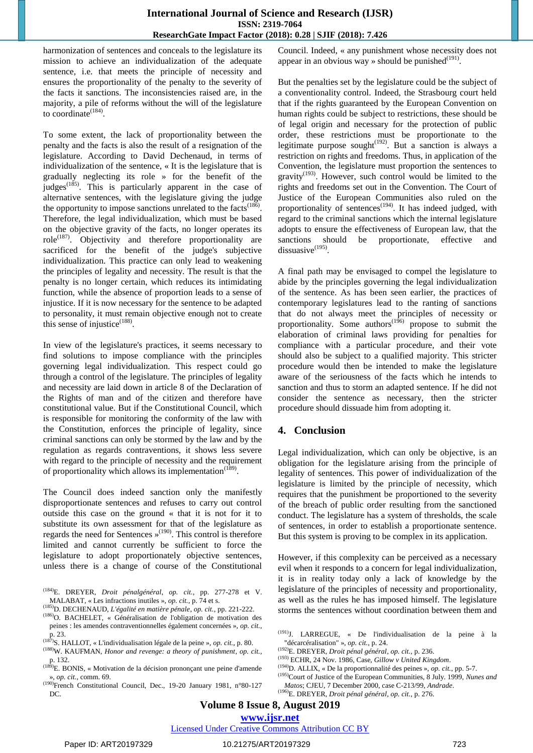harmonization of sentences and conceals to the legislature its mission to achieve an individualization of the adequate sentence, i.e. that meets the principle of necessity and ensures the proportionality of the penalty to the severity of the facts it sanctions. The inconsistencies raised are, in the majority, a pile of reforms without the will of the legislature to coordinate[184].

To some extent, the lack of proportionality between the penalty and the facts is also the result of a resignation of the legislature. According to David Dechenaud, in terms of individualization of the sentence, « It is the legislature that is gradually neglecting its role » for the benefit of the judges[185]. This is particularly apparent in the case of alternative sentences, with the legislature giving the judge the opportunity to impose sanctions unrelated to the facts[186]. Therefore, the legal individualization, which must be based on the objective gravity of the facts, no longer operates its role[187]. Objectivity and therefore proportionality are sacrificed for the benefit of the judge's subjective individualization. This practice can only lead to weakening the principles of legality and necessity. The result is that the penalty is no longer certain, which reduces its intimidating function, while the absence of proportion leads to a sense of injustice. If it is now necessary for the sentence to be adapted to personality, it must remain objective enough not to create this sense of injustice[188].

In view of the legislature's practices, it seems necessary to find solutions to impose compliance with the principles governing legal individualization. This respect could go through a control of the legislature. The principles of legality and necessity are laid down in article 8 of the Declaration of the Rights of man and of the citizen and therefore have constitutional value. But if the Constitutional Council, which is responsible for monitoring the conformity of the law with the Constitution, enforces the principle of legality, since criminal sanctions can only be stormed by the law and by the regulation as regards contraventions, it shows less severe with regard to the principle of necessity and the requirement of proportionality which allows its implementation[189].

The Council does indeed sanction only the manifestly disproportionate sentences and refuses to carry out control outside this case on the ground « that it is not for it to substitute its own assessment for that of the legislature as regards the need for Sentences »[190]. This control is therefore limited and cannot currently be sufficient to force the legislature to adopt proportionately objective sentences, unless there is a change of course of the Constitutional Council. Indeed, « any punishment whose necessity does not appear in an obvious way » should be punished[191].

But the penalties set by the legislature could be the subject of a conventionality control. Indeed, the Strasbourg court held that if the rights guaranteed by the European Convention on human rights could be subject to restrictions, these should be of legal origin and necessary for the protection of public order, these restrictions must be proportionate to the legitimate purpose sought[192]. But a sanction is always a restriction on rights and freedoms. Thus, in application of the Convention, the legislature must proportion the sentences to gravity[193]. However, such control would be limited to the rights and freedoms set out in the Convention. The Court of Justice of the European Communities also ruled on the proportionality of sentences[194]. It has indeed judged, with regard to the criminal sanctions which the internal legislature adopts to ensure the effectiveness of European law, that the sanctions should be proportionate, effective and dissuasive[195].

A final path may be envisaged to compel the legislature to abide by the principles governing the legal individualization of the sentence. As has been seen earlier, the practices of contemporary legislatures lead to the ranting of sanctions that do not always meet the principles of necessity or proportionality. Some authors[196] propose to submit the elaboration of criminal laws providing for penalties for compliance with a particular procedure, and their vote should also be subject to a qualified majority. This stricter procedure would then be intended to make the legislature aware of the seriousness of the facts which he intends to sanction and thus to storm an adapted sentence. If he did not consider the sentence as necessary, then the stricter procedure should dissuade him from adopting it.

## 4. Conclusion

Legal individualization, which can only be objective, is an obligation for the legislature arising from the principle of legality of sentences. This power of individualization of the legislature is limited by the principle of necessity, which requires that the punishment be proportioned to the severity of the breach of public order resulting from the sanctioned conduct. The legislature has a system of thresholds, the scale of sentences, in order to establish a proportionate sentence. But this system is proving to be complex in its application.

However, if this complexity can be perceived as a necessary evil when it responds to a concern for legal individualization, it is in reality today only a lack of knowledge by the legislature of the principles of necessity and proportionality, as well as the rules he has imposed himself. The legislature storms the sentences without coordination between them and

---

(184) E. DREYER, *Droit pénalgénéral*, *op. cit.*, pp. 277-278 et V. MALABAT, « Les infractions inutiles », *op. cit.*, p. 74 et s.

(185) D. DECHENAUD, *L'égalité en matière pénale*, *op. cit.*, pp. 221-222.

(186) O. BACHELET, « Généralisation de l'obligation de motivation des peines : les amendes contraventionnelles également concernées », *op. cit.*, p. 23.

(187) S. HALLOT, « L'individualisation légale de la peine », *op. cit.*, p. 80.

(188) W. KAUFMAN, *Honor and revenge: a theory of punishment*, *op. cit.*, p. 132.

(189) E. BONIS, « Motivation de la décision prononçant une peine d'amende », *op. cit.*, comm. 69.

(190) French Constitutional Council, Dec., 19-20 January 1981, n°80-127 DC.

(191) J. LARREGUE, « De l'individualisation de la peine à la "décarcéralisation" », *op. cit.*, p. 24.

(192) E. DREYER, *Droit pénal général*, *op. cit.*, p. 236.

(193) ECHR, 24 Nov. 1986, Case, *Gillow v United Kingdom*.

(194) D. ALLIX, « De la proportionnalité des peines », *op. cit.*, pp. 5-7.

(195) Court of Justice of the European Communities, 8 July. 1999, *Nunes and Matos*; CJEU, 7 December 2000, case C-213/99, *Andrade*.

(196) E. DREYER, *Droit pénal général*, *op. cit.*, p. 276.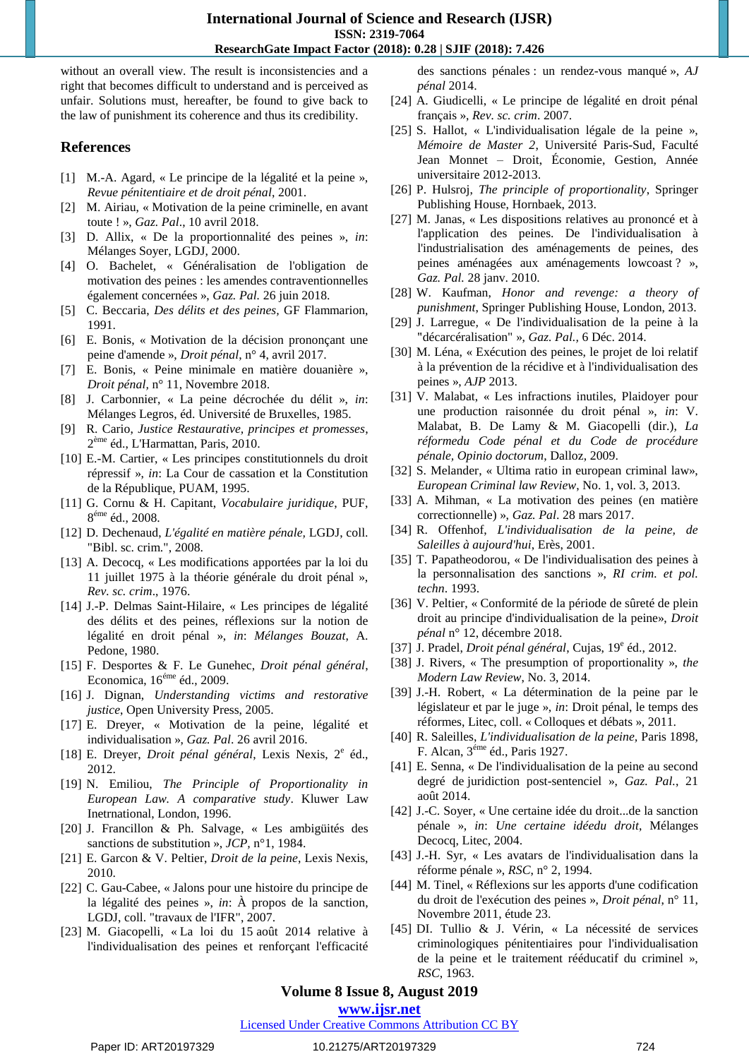without an overall view. The result is inconsistencies and a right that becomes difficult to understand and is perceived as unfair. Solutions must, hereafter, be found to give back to the law of punishment its coherence and thus its credibility.

## References

[1] M.-A. Agard, « Le principe de la légalité et la peine », *Revue pénitentiaire et de droit pénal*, 2001.

[2] M. Airiau, « Motivation de la peine criminelle, en avant toute ! », *Gaz. Pal*., 10 avril 2018.

[3] D. Allix, « De la proportionnalité des peines », *in*: Mélanges Soyer, LGDJ, 2000.

[4] O. Bachelet, « Généralisation de l'obligation de motivation des peines : les amendes contraventionnelles également concernées », *Gaz. Pal.* 26 juin 2018.

[5] C. Beccaria, *Des délits et des peines*, GF Flammarion, 1991.

[6] E. Bonis, « Motivation de la décision prononçant une peine d'amende », *Droit pénal*, n° 4, avril 2017.

[7] E. Bonis, « Peine minimale en matière douanière », *Droit pénal*, n° 11, Novembre 2018.

[8] J. Carbonnier, « La peine décrochée du délit », *in*: Mélanges Legros, éd. Université de Bruxelles, 1985.

[9] R. Cario, *Justice Restaurative, principes et promesses*, 2[ème] éd., L'Harmattan, Paris, 2010.

[10] E.-M. Cartier, « Les principes constitutionnels du droit répressif », *in*: La Cour de cassation et la Constitution de la République, PUAM, 1995.

[11] G. Cornu & H. Capitant, *Vocabulaire juridique*, PUF, 8[éme] éd., 2008.

[12] D. Dechenaud, *L'égalité en matière pénale*, LGDJ, coll. "Bibl. sc. crim.", 2008.

[13] A. Decocq, « Les modifications apportées par la loi du 11 juillet 1975 à la théorie générale du droit pénal », *Rev. sc. crim*., 1976.

[14] J.-P. Delmas Saint-Hilaire, « Les principes de légalité des délits et des peines, réflexions sur la notion de légalité en droit pénal », *in*: *Mélanges Bouzat*, A. Pedone, 1980.

[15] F. Desportes & F. Le Gunehec, *Droit pénal général*, Economica, 16[éme] éd., 2009.

[16] J. Dignan, *Understanding victims and restorative justice*, Open University Press, 2005.

[17] E. Dreyer, « Motivation de la peine, légalité et individualisation », *Gaz. Pal*. 26 avril 2016.

[18] E. Dreyer, *Droit pénal général*, Lexis Nexis, 2[e] éd., 2012.

[19] N. Emiliou, *The Principle of Proportionality in European Law. A comparative study*. Kluwer Law Inetrnational, London, 1996.

[20] J. Francillon & Ph. Salvage, « Les ambigüités des sanctions de substitution », *JCP*, n°1, 1984.

[21] E. Garcon & V. Peltier, *Droit de la peine*, Lexis Nexis, 2010.

[22] C. Gau-Cabee, « Jalons pour une histoire du principe de la légalité des peines », *in*: À propos de la sanction, LGDJ, coll. "travaux de l'IFR", 2007.

[23] M. Giacopelli, « La loi du 15 août 2014 relative à l'individualisation des peines et renforçant l'efficacité des sanctions pénales : un rendez-vous manqué », *AJ pénal* 2014.

[24] A. Giudicelli, « Le principe de légalité en droit pénal français », *Rev. sc. crim*. 2007.

[25] S. Hallot, « L'individualisation légale de la peine », *Mémoire de Master 2*, Université Paris-Sud, Faculté Jean Monnet – Droit, Économie, Gestion, Année universitaire 2012-2013.

[26] P. Hulsroj, *The principle of proportionality*, Springer Publishing House, Hornbaek, 2013.

[27] M. Janas, « Les dispositions relatives au prononcé et à l'application des peines. De l'individualisation à l'industrialisation des aménagements de peines, des peines aménagées aux aménagements lowcoast ? », *Gaz. Pal.* 28 janv. 2010.

[28] W. Kaufman, *Honor and revenge: a theory of punishment*, Springer Publishing House, London, 2013.

[29] J. Larregue, « De l'individualisation de la peine à la "décarcéralisation" », *Gaz. Pal.*, 6 Déc. 2014.

[30] M. Léna, « Exécution des peines, le projet de loi relatif à la prévention de la récidive et à l'individualisation des peines », *AJP* 2013.

[31] V. Malabat, « Les infractions inutiles, Plaidoyer pour une production raisonnée du droit pénal », *in*: V. Malabat, B. De Lamy & M. Giacopelli (dir.), *La réformedu Code pénal et du Code de procédure pénale, Opinio doctorum*, Dalloz, 2009.

[32] S. Melander, « Ultima ratio in european criminal law», *European Criminal law Review*, No. 1, vol. 3, 2013.

[33] A. Mihman, « La motivation des peines (en matière correctionnelle) », *Gaz. Pal*. 28 mars 2017.

[34] R. Offenhof, *L'individualisation de la peine, de Saleilles à aujourd'hui*, Erès, 2001.

[35] T. Papatheodorou, « De l'individualisation des peines à la personnalisation des sanctions », *RI crim. et pol. techn*. 1993.

[36] V. Peltier, « Conformité de la période de sûreté de plein droit au principe d'individualisation de la peine», *Droit pénal* n° 12, décembre 2018.

[37] J. Pradel, *Droit pénal général*, Cujas, 19[e] éd., 2012.

[38] J. Rivers, « The presumption of proportionality », *the Modern Law Review*, No. 3, 2014.

[39] J.-H. Robert, « La détermination de la peine par le législateur et par le juge », *in*: Droit pénal, le temps des réformes, Litec, coll. « Colloques et débats », 2011.

[40] R. Saleilles, *L'individualisation de la peine*, Paris 1898, F. Alcan, 3[éme] éd., Paris 1927.

[41] E. Senna, « De l'individualisation de la peine au second degré de juridiction post-sentenciel », *Gaz. Pal.*, 21 août 2014.

[42] J.-C. Soyer, « Une certaine idée du droit...de la sanction pénale », *in*: *Une certaine idéedu droit*, Mélanges Decocq, Litec, 2004.

[43] J.-H. Syr, « Les avatars de l'individualisation dans la réforme pénale », *RSC*, n° 2, 1994.

[44] M. Tinel, « Réflexions sur les apports d'une codification du droit de l'exécution des peines », *Droit pénal*, n° 11, Novembre 2011, étude 23.

[45] DI. Tullio & J. Vérin, « La nécessité de services criminologiques pénitentiaires pour l'individualisation de la peine et le traitement rééducatif du criminel », *RSC*, 1963.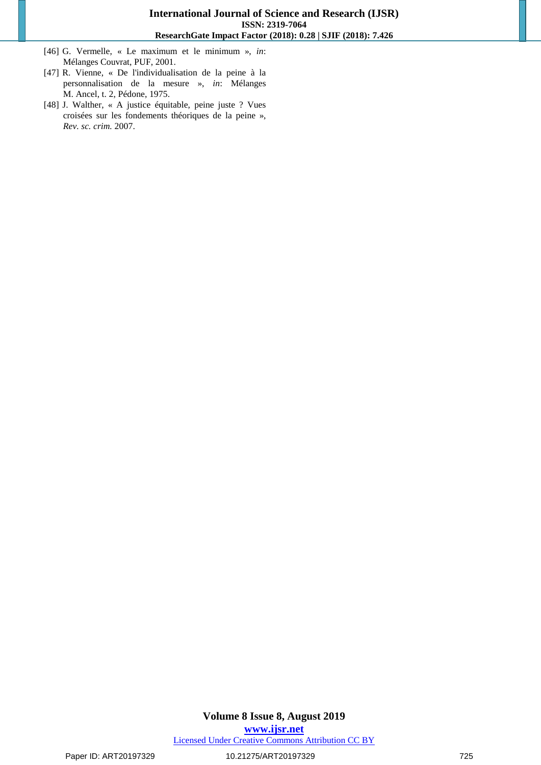[46] G. Vermelle, « Le maximum et le minimum », *in*: Mélanges Couvrat, PUF, 2001.

[47] R. Vienne, « De l'individualisation de la peine à la personnalisation de la mesure », *in*: Mélanges M. Ancel, t. 2, Pédone, 1975.

[48] J. Walther, « A justice équitable, peine juste ? Vues croisées sur les fondements théoriques de la peine », *Rev. sc. crim.* 2007.